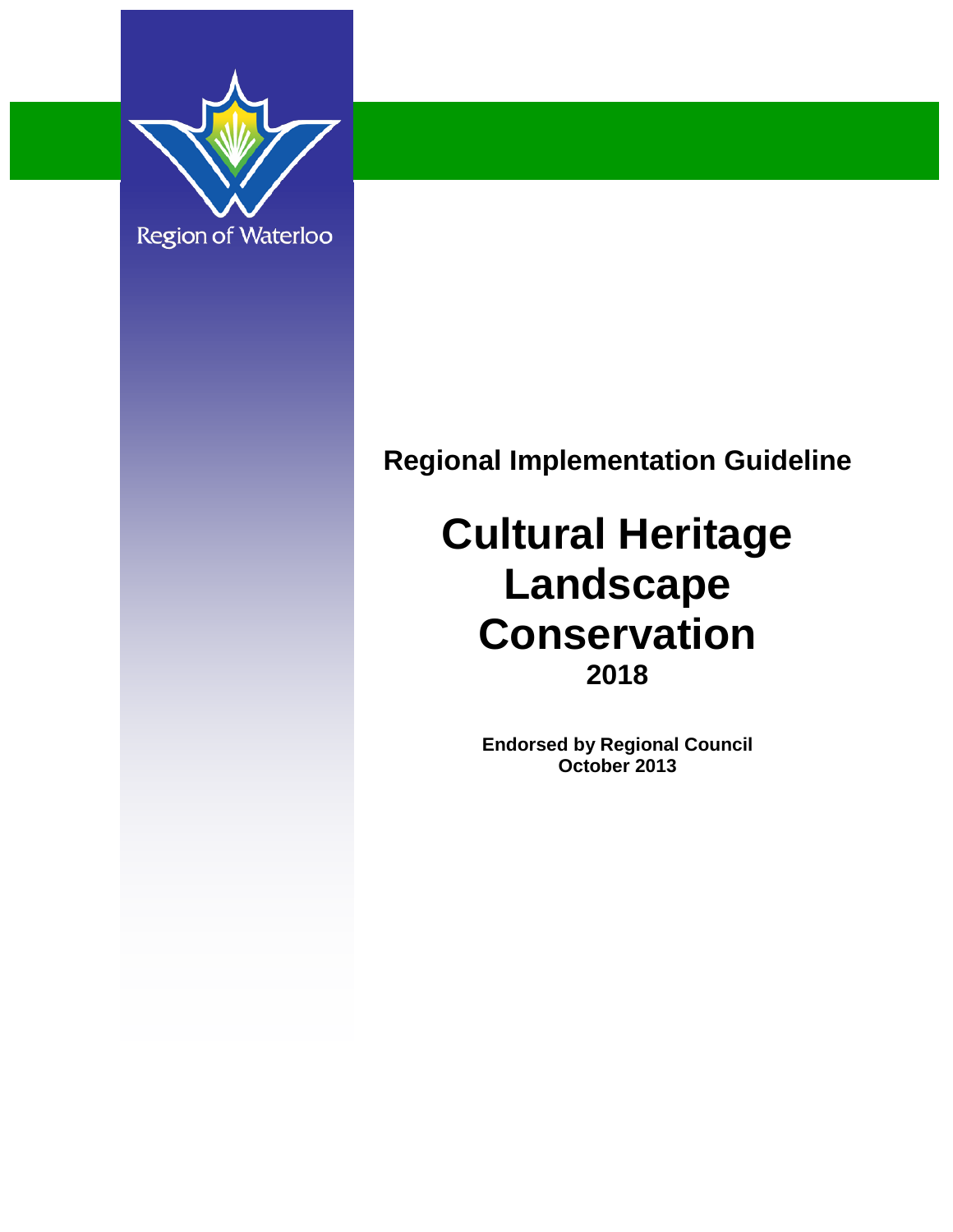Region of Waterloo

**Regional Implementation Guideline**

# Cultural Heritage Landscape Conservation

**2018**

**Endorsed by Regional Council**
**October 2013**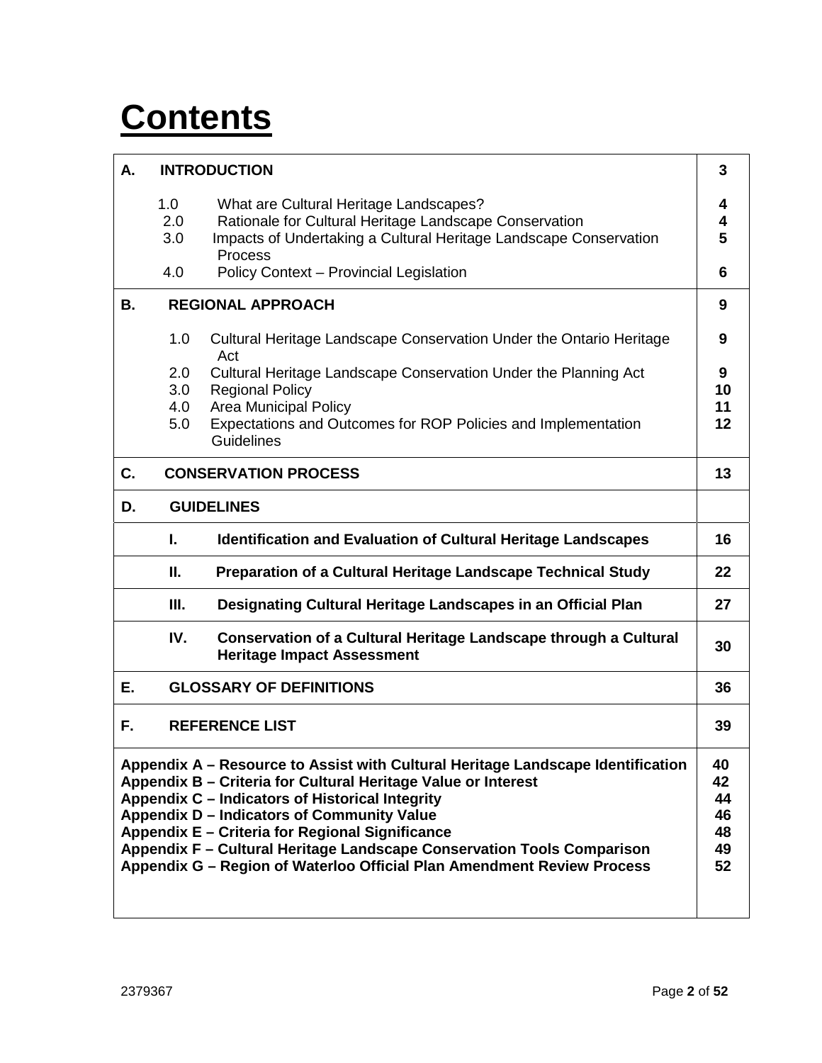# Contents

| | |
|---|---|
| **A. INTRODUCTION** | **3** |
| 1.0 What are Cultural Heritage Landscapes? | **4** |
| 2.0 Rationale for Cultural Heritage Landscape Conservation | **4** |
| 3.0 Impacts of Undertaking a Cultural Heritage Landscape Conservation Process | **5** |
| 4.0 Policy Context – Provincial Legislation | **6** |
| **B. REGIONAL APPROACH** | **9** |
| 1.0 Cultural Heritage Landscape Conservation Under the Ontario Heritage Act | **9** |
| 2.0 Cultural Heritage Landscape Conservation Under the Planning Act | **9** |
| 3.0 Regional Policy | **10** |
| 4.0 Area Municipal Policy | **11** |
| 5.0 Expectations and Outcomes for ROP Policies and Implementation Guidelines | **12** |
| **C. CONSERVATION PROCESS** | **13** |
| **D. GUIDELINES** | |
| **I. Identification and Evaluation of Cultural Heritage Landscapes** | **16** |
| **II. Preparation of a Cultural Heritage Landscape Technical Study** | **22** |
| **III. Designating Cultural Heritage Landscapes in an Official Plan** | **27** |
| **IV. Conservation of a Cultural Heritage Landscape through a Cultural Heritage Impact Assessment** | **30** |
| **E. GLOSSARY OF DEFINITIONS** | **36** |
| **F. REFERENCE LIST** | **39** |
| **Appendix A – Resource to Assist with Cultural Heritage Landscape Identification** | **40** |
| **Appendix B – Criteria for Cultural Heritage Value or Interest** | **42** |
| **Appendix C – Indicators of Historical Integrity** | **44** |
| **Appendix D – Indicators of Community Value** | **46** |
| **Appendix E – Criteria for Regional Significance** | **48** |
| **Appendix F – Cultural Heritage Landscape Conservation Tools Comparison** | **49** |
| **Appendix G – Region of Waterloo Official Plan Amendment Review Process** | **52** |

2379367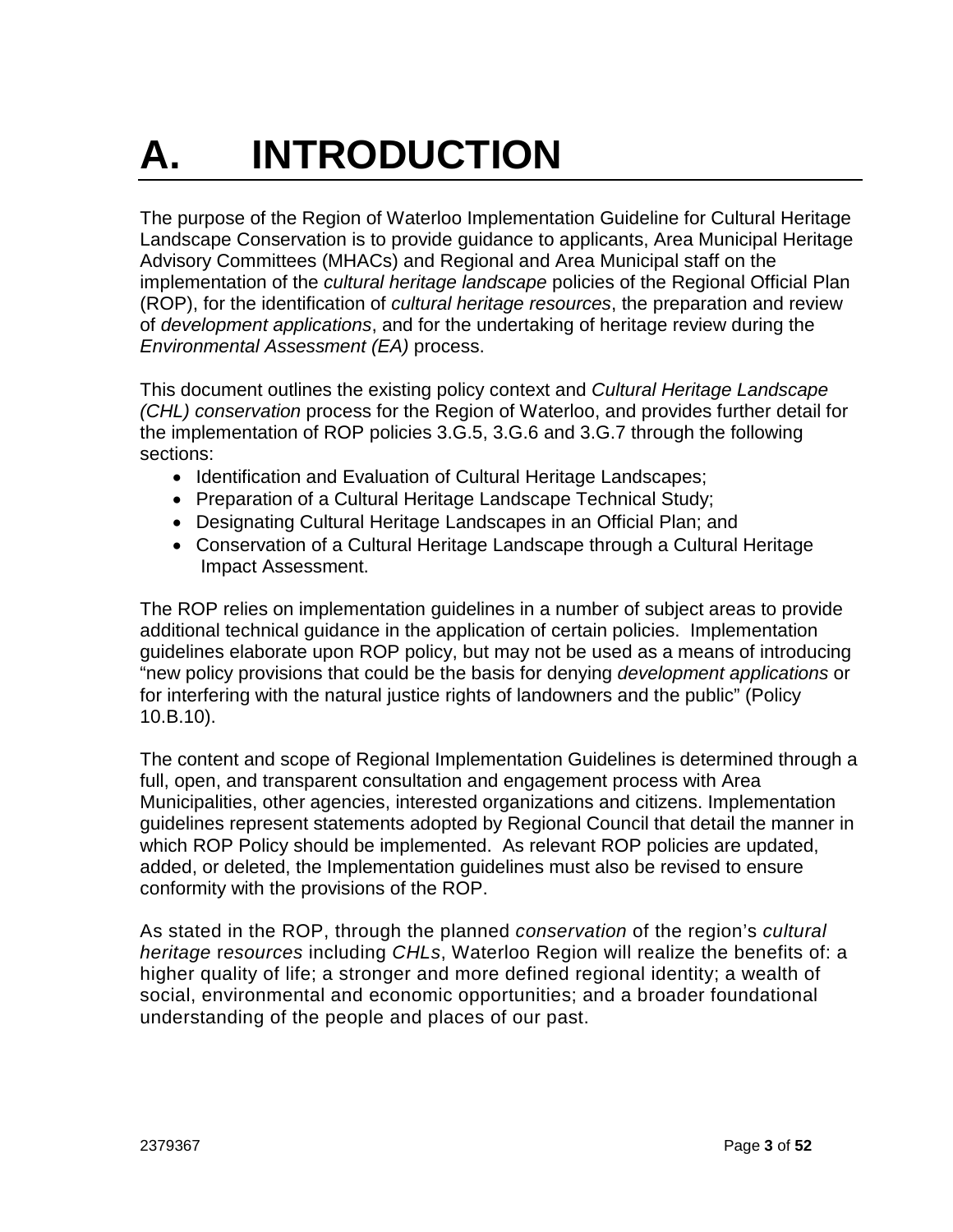# A. INTRODUCTION

The purpose of the Region of Waterloo Implementation Guideline for Cultural Heritage Landscape Conservation is to provide guidance to applicants, Area Municipal Heritage Advisory Committees (MHACs) and Regional and Area Municipal staff on the implementation of the *cultural heritage landscape* policies of the Regional Official Plan (ROP), for the identification of *cultural heritage resources*, the preparation and review of *development applications*, and for the undertaking of heritage review during the *Environmental Assessment (EA)* process.

This document outlines the existing policy context and *Cultural Heritage Landscape (CHL) conservation* process for the Region of Waterloo, and provides further detail for the implementation of ROP policies 3.G.5, 3.G.6 and 3.G.7 through the following sections:

- Identification and Evaluation of Cultural Heritage Landscapes;
- Preparation of a Cultural Heritage Landscape Technical Study;
- Designating Cultural Heritage Landscapes in an Official Plan; and
- Conservation of a Cultural Heritage Landscape through a Cultural Heritage Impact Assessment.

The ROP relies on implementation guidelines in a number of subject areas to provide additional technical guidance in the application of certain policies. Implementation guidelines elaborate upon ROP policy, but may not be used as a means of introducing "new policy provisions that could be the basis for denying *development applications* or for interfering with the natural justice rights of landowners and the public" (Policy 10.B.10).

The content and scope of Regional Implementation Guidelines is determined through a full, open, and transparent consultation and engagement process with Area Municipalities, other agencies, interested organizations and citizens. Implementation guidelines represent statements adopted by Regional Council that detail the manner in which ROP Policy should be implemented. As relevant ROP policies are updated, added, or deleted, the Implementation guidelines must also be revised to ensure conformity with the provisions of the ROP.

As stated in the ROP, through the planned *conservation* of the region's *cultural heritage resources* including *CHLs*, Waterloo Region will realize the benefits of: a higher quality of life; a stronger and more defined regional identity; a wealth of social, environmental and economic opportunities; and a broader foundational understanding of the people and places of our past.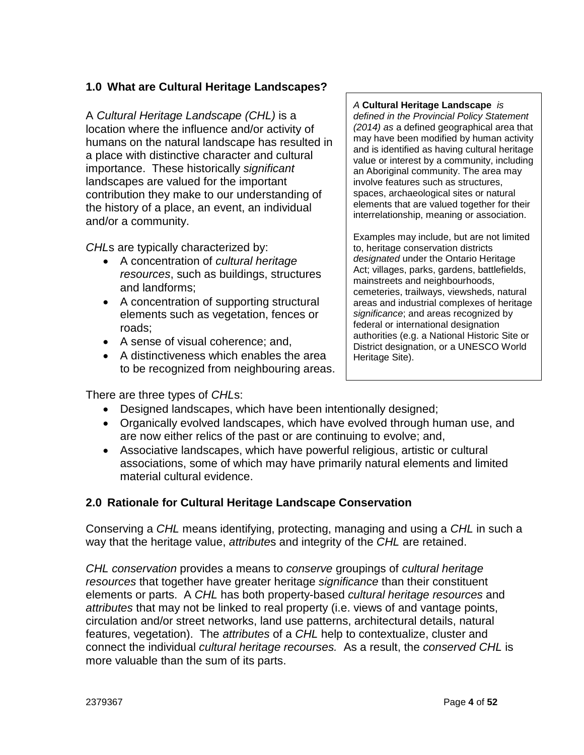## 1.0 What are Cultural Heritage Landscapes?

A *Cultural Heritage Landscape (CHL)* is a location where the influence and/or activity of humans on the natural landscape has resulted in a place with distinctive character and cultural importance. These historically *significant* landscapes are valued for the important contribution they make to our understanding of the history of a place, an event, an individual and/or a community.

*CHL*s are typically characterized by:

- A concentration of *cultural heritage resources*, such as buildings, structures and landforms;
- A concentration of supporting structural elements such as vegetation, fences or roads;
- A sense of visual coherence; and,
- A distinctiveness which enables the area to be recognized from neighbouring areas.

> *A* **Cultural Heritage Landscape** *is defined in the Provincial Policy Statement (2014) as* a defined geographical area that may have been modified by human activity and is identified as having cultural heritage value or interest by a community, including an Aboriginal community. The area may involve features such as structures, spaces, archaeological sites or natural elements that are valued together for their interrelationship, meaning or association.
>
> Examples may include, but are not limited to, heritage conservation districts *designated* under the Ontario Heritage Act; villages, parks, gardens, battlefields, mainstreets and neighbourhoods, cemeteries, trailways, viewsheds, natural areas and industrial complexes of heritage *significance*; and areas recognized by federal or international designation authorities (e.g. a National Historic Site or District designation, or a UNESCO World Heritage Site).

There are three types of *CHL*s:

- Designed landscapes, which have been intentionally designed;
- Organically evolved landscapes, which have evolved through human use, and are now either relics of the past or are continuing to evolve; and,
- Associative landscapes, which have powerful religious, artistic or cultural associations, some of which may have primarily natural elements and limited material cultural evidence.

## 2.0 Rationale for Cultural Heritage Landscape Conservation

Conserving a *CHL* means identifying, protecting, managing and using a *CHL* in such a way that the heritage value, *attribute*s and integrity of the *CHL* are retained.

*CHL conservation* provides a means to *conserve* groupings of *cultural heritage resources* that together have greater heritage *significance* than their constituent elements or parts. A *CHL* has both property-based *cultural heritage resources* and *attributes* that may not be linked to real property (i.e. views of and vantage points, circulation and/or street networks, land use patterns, architectural details, natural features, vegetation). The *attributes* of a *CHL* help to contextualize, cluster and connect the individual *cultural heritage recourses.* As a result, the *conserved CHL* is more valuable than the sum of its parts.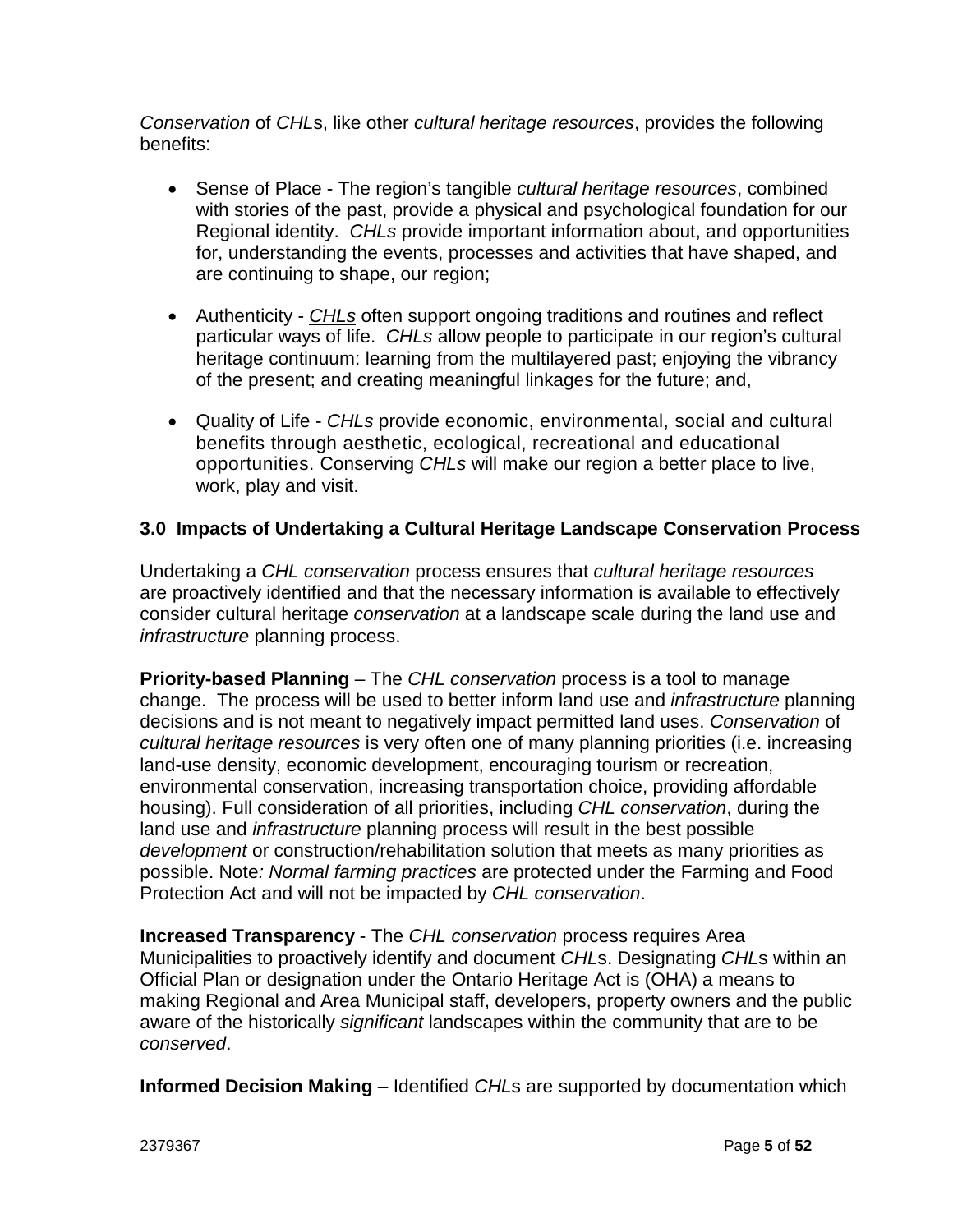*Conservation* of *CHL*s, like other *cultural heritage resources*, provides the following benefits:

- Sense of Place - The region's tangible *cultural heritage resources*, combined with stories of the past, provide a physical and psychological foundation for our Regional identity. *CHLs* provide important information about, and opportunities for, understanding the events, processes and activities that have shaped, and are continuing to shape, our region;
- Authenticity - *CHLs* often support ongoing traditions and routines and reflect particular ways of life. *CHLs* allow people to participate in our region's cultural heritage continuum: learning from the multilayered past; enjoying the vibrancy of the present; and creating meaningful linkages for the future; and,
- Quality of Life - *CHLs* provide economic, environmental, social and cultural benefits through aesthetic, ecological, recreational and educational opportunities. Conserving *CHLs* will make our region a better place to live, work, play and visit.

### 3.0 Impacts of Undertaking a Cultural Heritage Landscape Conservation Process

Undertaking a *CHL conservation* process ensures that *cultural heritage resources* are proactively identified and that the necessary information is available to effectively consider cultural heritage *conservation* at a landscape scale during the land use and *infrastructure* planning process.

**Priority-based Planning** – The *CHL conservation* process is a tool to manage change. The process will be used to better inform land use and *infrastructure* planning decisions and is not meant to negatively impact permitted land uses. *Conservation* of *cultural heritage resources* is very often one of many planning priorities (i.e. increasing land-use density, economic development, encouraging tourism or recreation, environmental conservation, increasing transportation choice, providing affordable housing). Full consideration of all priorities, including *CHL conservation*, during the land use and *infrastructure* planning process will result in the best possible *development* or construction/rehabilitation solution that meets as many priorities as possible. Note*: Normal farming practices* are protected under the Farming and Food Protection Act and will not be impacted by *CHL conservation*.

**Increased Transparency** - The *CHL conservation* process requires Area Municipalities to proactively identify and document *CHL*s. Designating *CHL*s within an Official Plan or designation under the Ontario Heritage Act is (OHA) a means to making Regional and Area Municipal staff, developers, property owners and the public aware of the historically *significant* landscapes within the community that are to be *conserved*.

**Informed Decision Making** – Identified *CHL*s are supported by documentation which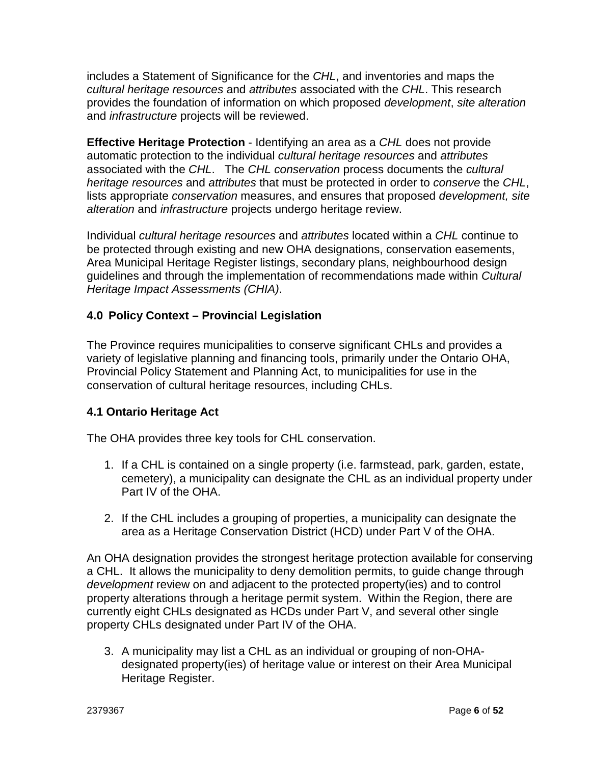includes a Statement of Significance for the *CHL*, and inventories and maps the *cultural heritage resources* and *attributes* associated with the *CHL*. This research provides the foundation of information on which proposed *development*, *site alteration* and *infrastructure* projects will be reviewed.

**Effective Heritage Protection** - Identifying an area as a *CHL* does not provide automatic protection to the individual *cultural heritage resources* and *attributes* associated with the *CHL*. The *CHL conservation* process documents the *cultural heritage resources* and *attributes* that must be protected in order to *conserve* the *CHL*, lists appropriate *conservation* measures, and ensures that proposed *development, site alteration* and *infrastructure* projects undergo heritage review.

Individual *cultural heritage resources* and *attributes* located within a *CHL* continue to be protected through existing and new OHA designations, conservation easements, Area Municipal Heritage Register listings, secondary plans, neighbourhood design guidelines and through the implementation of recommendations made within *Cultural Heritage Impact Assessments (CHIA)*.

## 4.0 Policy Context – Provincial Legislation

The Province requires municipalities to conserve significant CHLs and provides a variety of legislative planning and financing tools, primarily under the Ontario OHA, Provincial Policy Statement and Planning Act, to municipalities for use in the conservation of cultural heritage resources, including CHLs.

### 4.1 Ontario Heritage Act

The OHA provides three key tools for CHL conservation.

1. If a CHL is contained on a single property (i.e. farmstead, park, garden, estate, cemetery), a municipality can designate the CHL as an individual property under Part IV of the OHA.

2. If the CHL includes a grouping of properties, a municipality can designate the area as a Heritage Conservation District (HCD) under Part V of the OHA.

An OHA designation provides the strongest heritage protection available for conserving a CHL. It allows the municipality to deny demolition permits, to guide change through *development* review on and adjacent to the protected property(ies) and to control property alterations through a heritage permit system. Within the Region, there are currently eight CHLs designated as HCDs under Part V, and several other single property CHLs designated under Part IV of the OHA.

3. A municipality may list a CHL as an individual or grouping of non-OHA-designated property(ies) of heritage value or interest on their Area Municipal Heritage Register.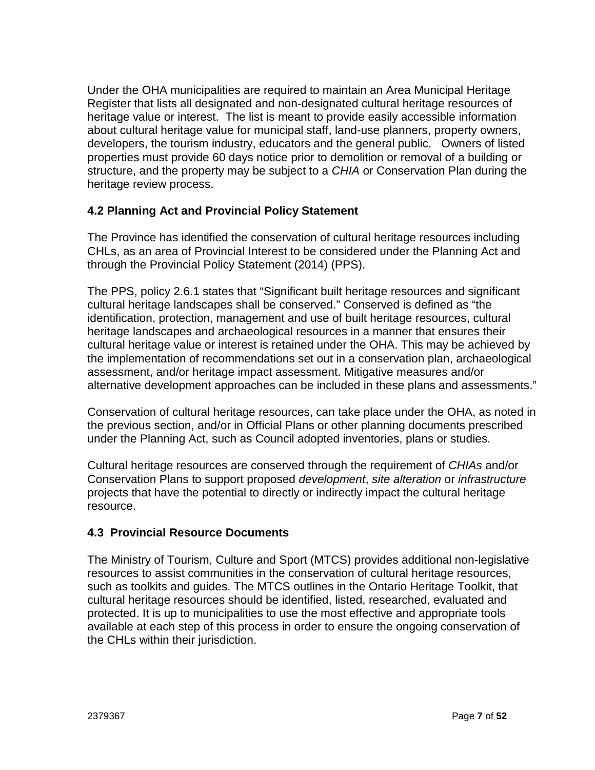Under the OHA municipalities are required to maintain an Area Municipal Heritage Register that lists all designated and non-designated cultural heritage resources of heritage value or interest. The list is meant to provide easily accessible information about cultural heritage value for municipal staff, land-use planners, property owners, developers, the tourism industry, educators and the general public. Owners of listed properties must provide 60 days notice prior to demolition or removal of a building or structure, and the property may be subject to a *CHIA* or Conservation Plan during the heritage review process.

### 4.2 Planning Act and Provincial Policy Statement

The Province has identified the conservation of cultural heritage resources including CHLs, as an area of Provincial Interest to be considered under the Planning Act and through the Provincial Policy Statement (2014) (PPS).

The PPS, policy 2.6.1 states that "Significant built heritage resources and significant cultural heritage landscapes shall be conserved." Conserved is defined as "the identification, protection, management and use of built heritage resources, cultural heritage landscapes and archaeological resources in a manner that ensures their cultural heritage value or interest is retained under the OHA. This may be achieved by the implementation of recommendations set out in a conservation plan, archaeological assessment, and/or heritage impact assessment. Mitigative measures and/or alternative development approaches can be included in these plans and assessments."

Conservation of cultural heritage resources, can take place under the OHA, as noted in the previous section, and/or in Official Plans or other planning documents prescribed under the Planning Act, such as Council adopted inventories, plans or studies.

Cultural heritage resources are conserved through the requirement of *CHIAs* and/or Conservation Plans to support proposed *development*, *site alteration* or *infrastructure* projects that have the potential to directly or indirectly impact the cultural heritage resource.

### 4.3 Provincial Resource Documents

The Ministry of Tourism, Culture and Sport (MTCS) provides additional non-legislative resources to assist communities in the conservation of cultural heritage resources, such as toolkits and guides. The MTCS outlines in the Ontario Heritage Toolkit, that cultural heritage resources should be identified, listed, researched, evaluated and protected. It is up to municipalities to use the most effective and appropriate tools available at each step of this process in order to ensure the ongoing conservation of the CHLs within their jurisdiction.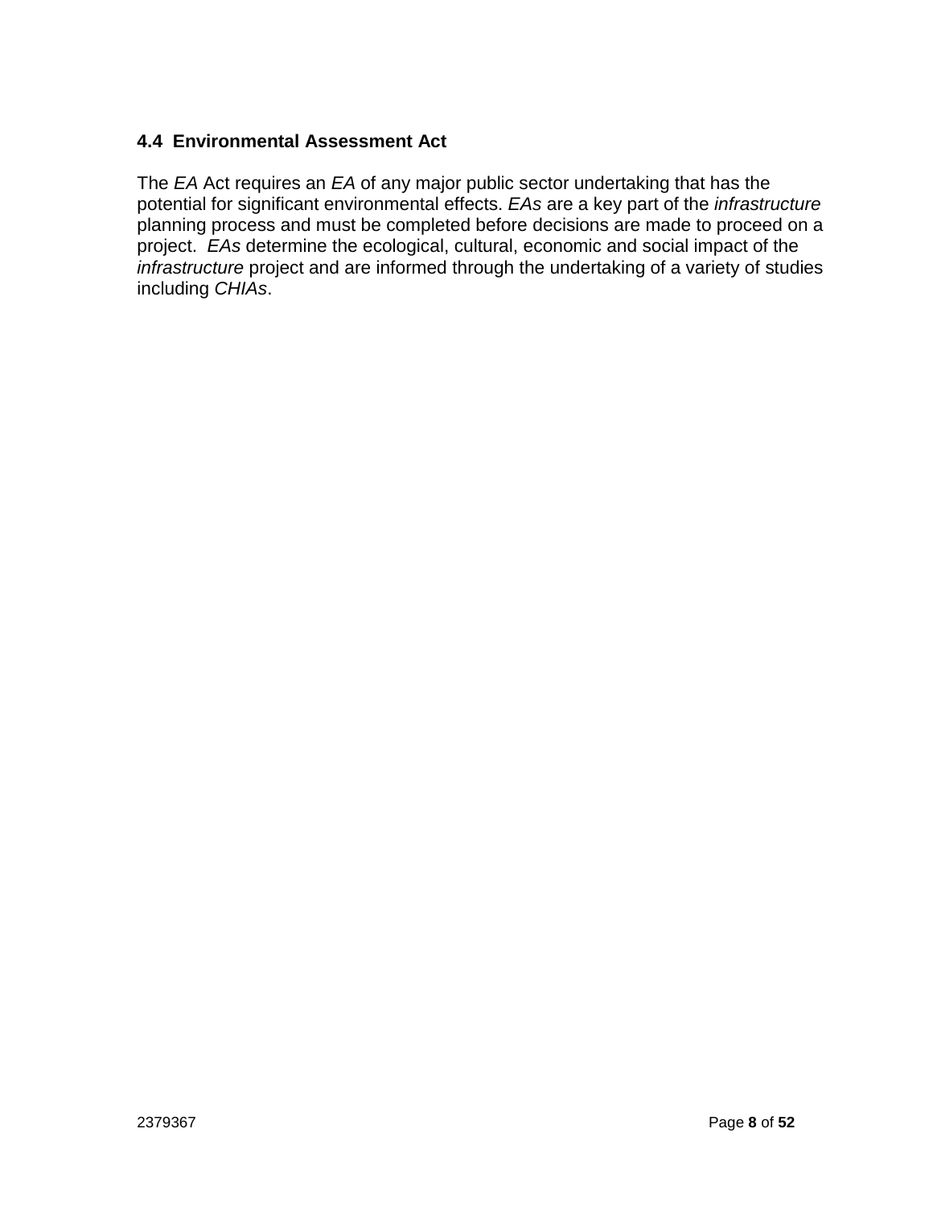### 4.4 Environmental Assessment Act

The *EA* Act requires an *EA* of any major public sector undertaking that has the potential for significant environmental effects. *EAs* are a key part of the *infrastructure* planning process and must be completed before decisions are made to proceed on a project. *EAs* determine the ecological, cultural, economic and social impact of the *infrastructure* project and are informed through the undertaking of a variety of studies including *CHIAs*.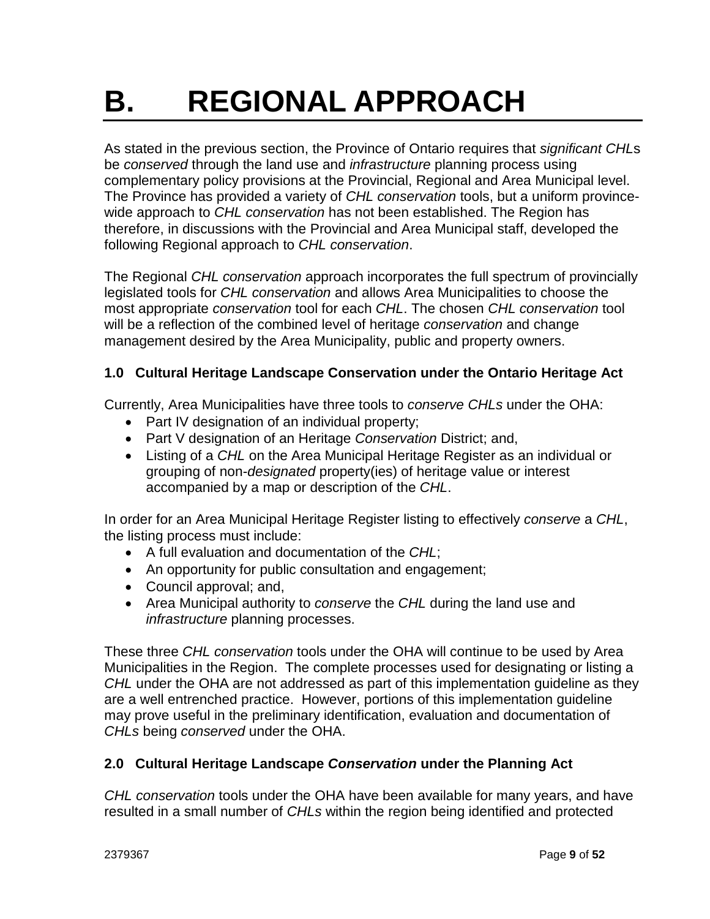# B. REGIONAL APPROACH

As stated in the previous section, the Province of Ontario requires that *significant CHL*s be *conserved* through the land use and *infrastructure* planning process using complementary policy provisions at the Provincial, Regional and Area Municipal level. The Province has provided a variety of *CHL conservation* tools, but a uniform province-wide approach to *CHL conservation* has not been established. The Region has therefore, in discussions with the Provincial and Area Municipal staff, developed the following Regional approach to *CHL conservation*.

The Regional *CHL conservation* approach incorporates the full spectrum of provincially legislated tools for *CHL conservation* and allows Area Municipalities to choose the most appropriate *conservation* tool for each *CHL*. The chosen *CHL conservation* tool will be a reflection of the combined level of heritage *conservation* and change management desired by the Area Municipality, public and property owners.

### 1.0 Cultural Heritage Landscape Conservation under the Ontario Heritage Act

Currently, Area Municipalities have three tools to *conserve CHLs* under the OHA:

- Part IV designation of an individual property;
- Part V designation of an Heritage *Conservation* District; and,
- Listing of a *CHL* on the Area Municipal Heritage Register as an individual or grouping of non-*designated* property(ies) of heritage value or interest accompanied by a map or description of the *CHL*.

In order for an Area Municipal Heritage Register listing to effectively *conserve* a *CHL*, the listing process must include:

- A full evaluation and documentation of the *CHL*;
- An opportunity for public consultation and engagement;
- Council approval; and,
- Area Municipal authority to *conserve* the *CHL* during the land use and *infrastructure* planning processes.

These three *CHL conservation* tools under the OHA will continue to be used by Area Municipalities in the Region. The complete processes used for designating or listing a *CHL* under the OHA are not addressed as part of this implementation guideline as they are a well entrenched practice. However, portions of this implementation guideline may prove useful in the preliminary identification, evaluation and documentation of *CHLs* being *conserved* under the OHA.

### 2.0 Cultural Heritage Landscape *Conservation* under the Planning Act

*CHL conservation* tools under the OHA have been available for many years, and have resulted in a small number of *CHLs* within the region being identified and protected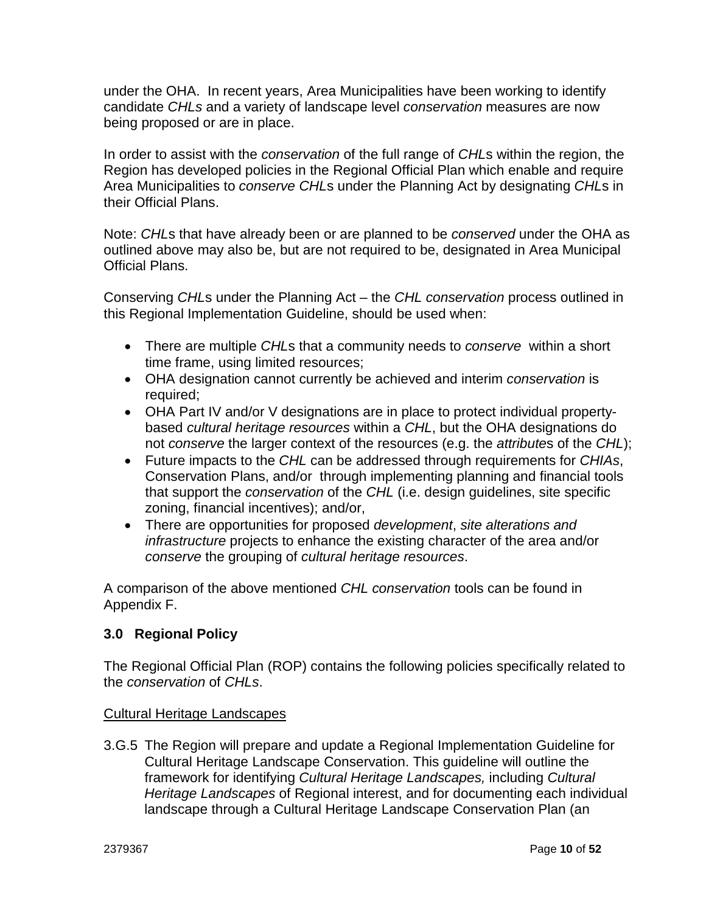under the OHA.  In recent years, Area Municipalities have been working to identify candidate *CHLs* and a variety of landscape level *conservation* measures are now being proposed or are in place.

In order to assist with the *conservation* of the full range of *CHL*s within the region, the Region has developed policies in the Regional Official Plan which enable and require Area Municipalities to *conserve CHL*s under the Planning Act by designating *CHL*s in their Official Plans.

Note: *CHL*s that have already been or are planned to be *conserved* under the OHA as outlined above may also be, but are not required to be, designated in Area Municipal Official Plans.

Conserving *CHL*s under the Planning Act – the *CHL conservation* process outlined in this Regional Implementation Guideline, should be used when:

- There are multiple *CHL*s that a community needs to *conserve* within a short time frame, using limited resources;
- OHA designation cannot currently be achieved and interim *conservation* is required;
- OHA Part IV and/or V designations are in place to protect individual property-based *cultural heritage resources* within a *CHL*, but the OHA designations do not *conserve* the larger context of the resources (e.g. the *attribute*s of the *CHL*);
- Future impacts to the *CHL* can be addressed through requirements for *CHIAs*, Conservation Plans, and/or through implementing planning and financial tools that support the *conservation* of the *CHL* (i.e. design guidelines, site specific zoning, financial incentives); and/or,
- There are opportunities for proposed *development*, *site alterations and infrastructure* projects to enhance the existing character of the area and/or *conserve* the grouping of *cultural heritage resources*.

A comparison of the above mentioned *CHL conservation* tools can be found in Appendix F.

## 3.0 Regional Policy

The Regional Official Plan (ROP) contains the following policies specifically related to the *conservation* of *CHLs*.

Cultural Heritage Landscapes

3.G.5 The Region will prepare and update a Regional Implementation Guideline for Cultural Heritage Landscape Conservation. This guideline will outline the framework for identifying *Cultural Heritage Landscapes,* including *Cultural Heritage Landscapes* of Regional interest, and for documenting each individual landscape through a Cultural Heritage Landscape Conservation Plan (an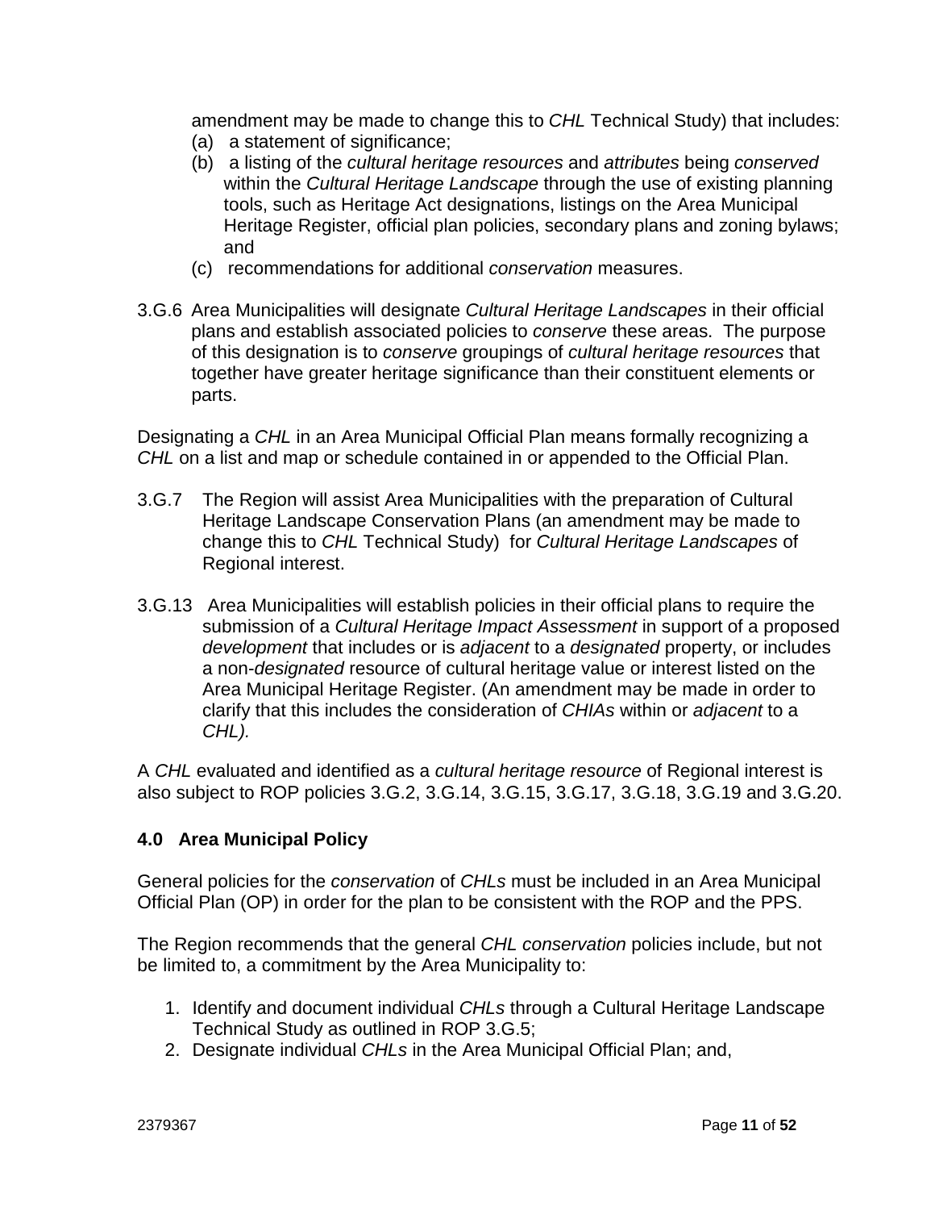amendment may be made to change this to *CHL* Technical Study) that includes:

(a) a statement of significance;
(b) a listing of the *cultural heritage resources* and *attributes* being *conserved* within the *Cultural Heritage Landscape* through the use of existing planning tools, such as Heritage Act designations, listings on the Area Municipal Heritage Register, official plan policies, secondary plans and zoning bylaws; and
(c) recommendations for additional *conservation* measures.

3.G.6 Area Municipalities will designate *Cultural Heritage Landscapes* in their official plans and establish associated policies to *conserve* these areas. The purpose of this designation is to *conserve* groupings of *cultural heritage resources* that together have greater heritage significance than their constituent elements or parts.

Designating a *CHL* in an Area Municipal Official Plan means formally recognizing a *CHL* on a list and map or schedule contained in or appended to the Official Plan.

3.G.7 The Region will assist Area Municipalities with the preparation of Cultural Heritage Landscape Conservation Plans (an amendment may be made to change this to *CHL* Technical Study) for *Cultural Heritage Landscapes* of Regional interest.

3.G.13 Area Municipalities will establish policies in their official plans to require the submission of a *Cultural Heritage Impact Assessment* in support of a proposed *development* that includes or is *adjacent* to a *designated* property, or includes a non-*designated* resource of cultural heritage value or interest listed on the Area Municipal Heritage Register. (An amendment may be made in order to clarify that this includes the consideration of *CHIAs* within or *adjacent* to a *CHL).*

A *CHL* evaluated and identified as a *cultural heritage resource* of Regional interest is also subject to ROP policies 3.G.2, 3.G.14, 3.G.15, 3.G.17, 3.G.18, 3.G.19 and 3.G.20.

## 4.0 Area Municipal Policy

General policies for the *conservation* of *CHLs* must be included in an Area Municipal Official Plan (OP) in order for the plan to be consistent with the ROP and the PPS.

The Region recommends that the general *CHL conservation* policies include, but not be limited to, a commitment by the Area Municipality to:

1. Identify and document individual *CHLs* through a Cultural Heritage Landscape Technical Study as outlined in ROP 3.G.5;
2. Designate individual *CHLs* in the Area Municipal Official Plan; and,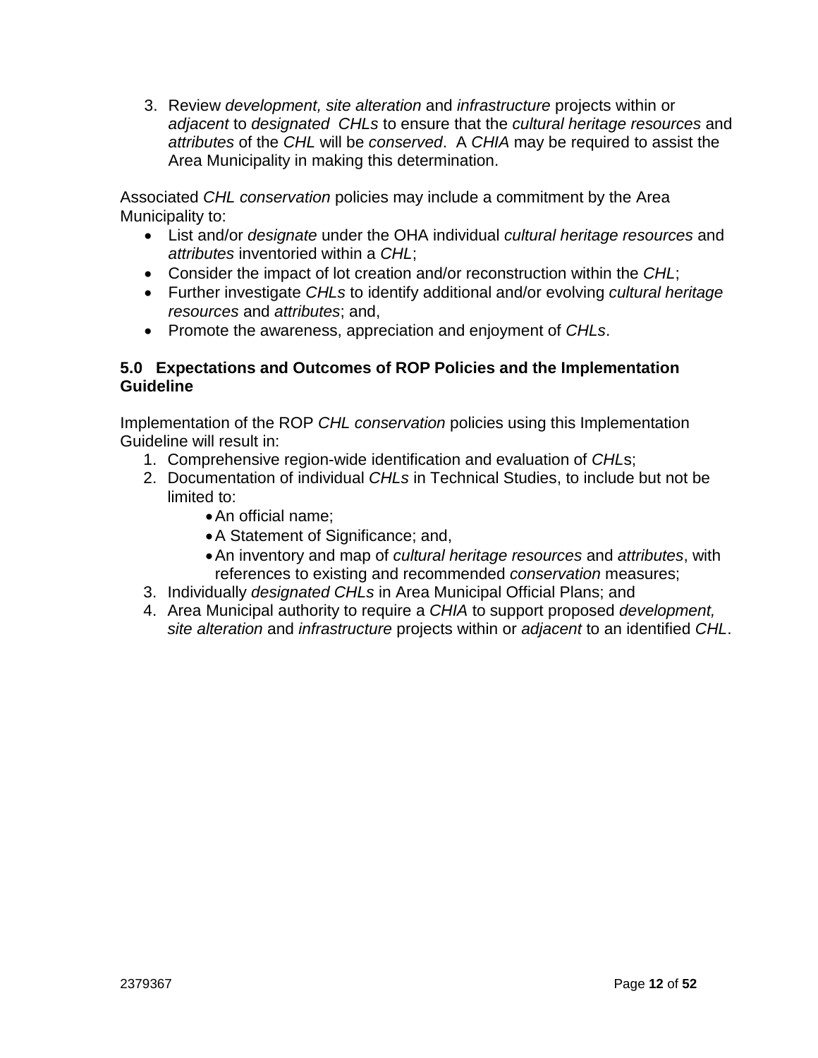3. Review *development, site alteration* and *infrastructure* projects within or *adjacent* to *designated CHLs* to ensure that the *cultural heritage resources* and *attributes* of the *CHL* will be *conserved*. A *CHIA* may be required to assist the Area Municipality in making this determination.

Associated *CHL conservation* policies may include a commitment by the Area Municipality to:

- List and/or *designate* under the OHA individual *cultural heritage resources* and *attributes* inventoried within a *CHL*;
- Consider the impact of lot creation and/or reconstruction within the *CHL*;
- Further investigate *CHLs* to identify additional and/or evolving *cultural heritage resources* and *attributes*; and,
- Promote the awareness, appreciation and enjoyment of *CHLs*.

## 5.0 Expectations and Outcomes of ROP Policies and the Implementation Guideline

Implementation of the ROP *CHL conservation* policies using this Implementation Guideline will result in:

1. Comprehensive region-wide identification and evaluation of *CHL*s;
2. Documentation of individual *CHLs* in Technical Studies, to include but not be limited to:
    - An official name;
    - A Statement of Significance; and,
    - An inventory and map of *cultural heritage resources* and *attributes*, with references to existing and recommended *conservation* measures;
3. Individually *designated CHLs* in Area Municipal Official Plans; and
4. Area Municipal authority to require a *CHIA* to support proposed *development, site alteration* and *infrastructure* projects within or *adjacent* to an identified *CHL*.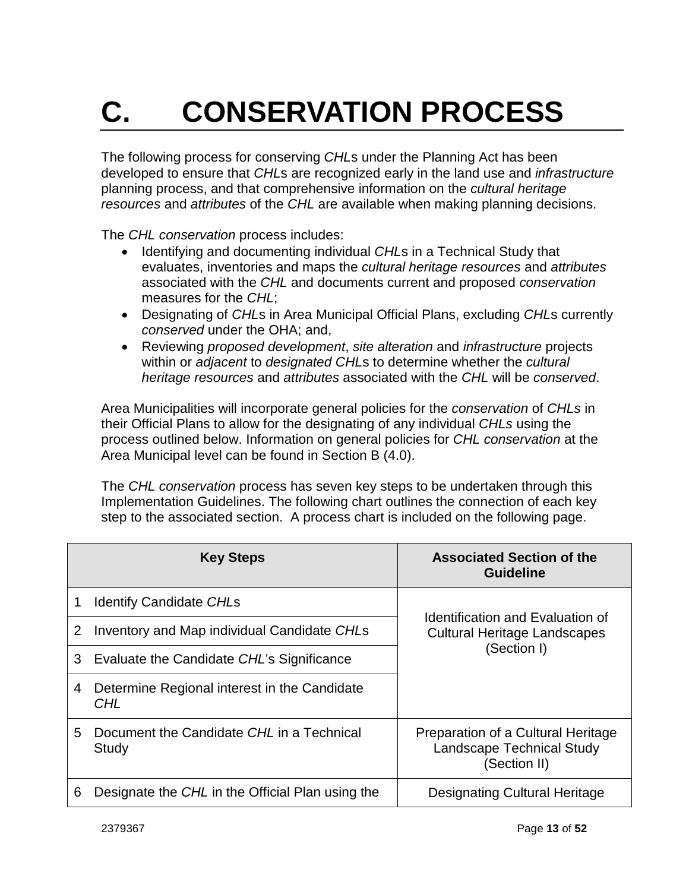# C. CONSERVATION PROCESS

The following process for conserving *CHL*s under the Planning Act has been developed to ensure that *CHL*s are recognized early in the land use and *infrastructure* planning process, and that comprehensive information on the *cultural heritage resources* and *attributes* of the *CHL* are available when making planning decisions.

The *CHL conservation* process includes:

- Identifying and documenting individual *CHL*s in a Technical Study that evaluates, inventories and maps the *cultural heritage resources* and *attributes* associated with the *CHL* and documents current and proposed *conservation* measures for the *CHL*;
- Designating of *CHL*s in Area Municipal Official Plans, excluding *CHL*s currently *conserved* under the OHA; and,
- Reviewing *proposed development*, *site alteration* and *infrastructure* projects within or *adjacent* to *designated CHL*s to determine whether the *cultural heritage resources* and *attributes* associated with the *CHL* will be *conserved*.

Area Municipalities will incorporate general policies for the *conservation* of *CHLs* in their Official Plans to allow for the designating of any individual *CHLs* using the process outlined below. Information on general policies for *CHL conservation* at the Area Municipal level can be found in Section B (4.0).

The *CHL conservation* process has seven key steps to be undertaken through this Implementation Guidelines. The following chart outlines the connection of each key step to the associated section. A process chart is included on the following page.

| Key Steps | | Associated Section of the Guideline |
|---|---|---|
| 1 | Identify Candidate *CHL*s | Identification and Evaluation of Cultural Heritage Landscapes (Section I) |
| 2 | Inventory and Map individual Candidate *CHL*s | |
| 3 | Evaluate the Candidate *CHL*’s Significance | |
| 4 | Determine Regional interest in the Candidate *CHL* | |
| 5 | Document the Candidate *CHL* in a Technical Study | Preparation of a Cultural Heritage Landscape Technical Study (Section II) |
| 6 | Designate the *CHL* in the Official Plan using the | Designating Cultural Heritage |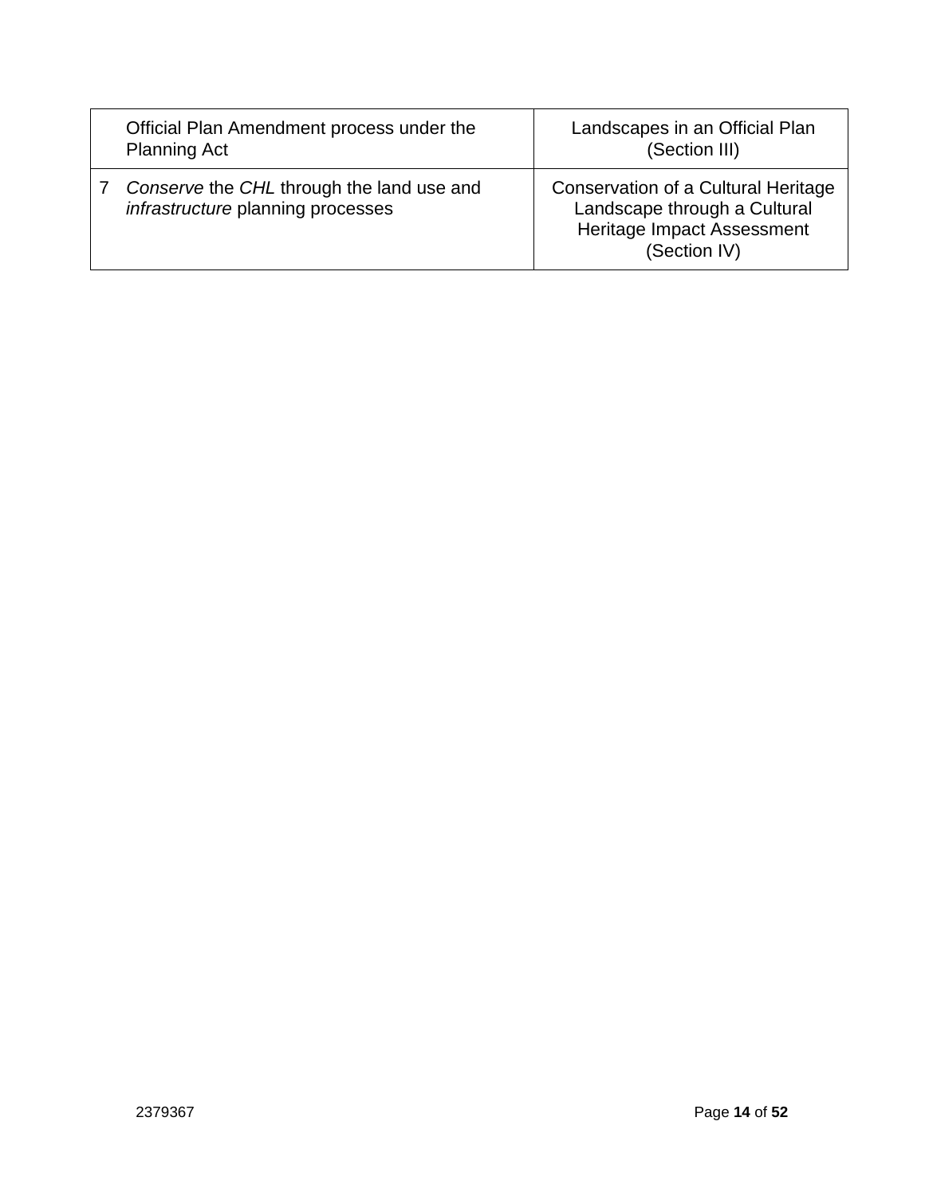| | | |
|---|---|---|
| | Official Plan Amendment process under the Planning Act | Landscapes in an Official Plan (Section III) |
| 7 | *Conserve* the *CHL* through the land use and *infrastructure* planning processes | Conservation of a Cultural Heritage Landscape through a Cultural Heritage Impact Assessment (Section IV) |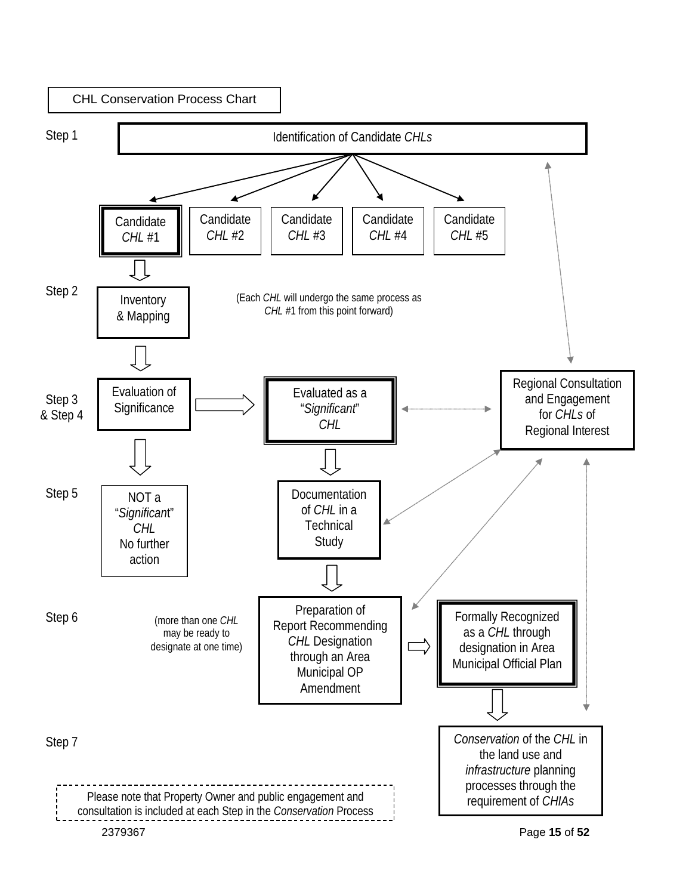## CHL Conservation Process Chart

**Step 1**

Identification of Candidate *CHLs*

- Candidate *CHL* #1
- Candidate *CHL* #2
- Candidate *CHL* #3
- Candidate *CHL* #4
- Candidate *CHL* #5

**Step 2**

Inventory & Mapping

(Each *CHL* will undergo the same process as *CHL* #1 from this point forward)

**Step 3 & Step 4**

Evaluation of Significance

Evaluated as a "*Significant*" *CHL*

Regional Consultation and Engagement for *CHLs* of Regional Interest

**Step 5**

NOT a "*Significant*" *CHL* No further action

Documentation of *CHL* in a Technical Study

**Step 6**

(more than one *CHL* may be ready to designate at one time)

Preparation of Report Recommending *CHL* Designation through an Area Municipal OP Amendment

Formally Recognized as a *CHL* through designation in Area Municipal Official Plan

**Step 7**

*Conservation* of the *CHL* in the land use and *infrastructure* planning processes through the requirement of *CHIAs*

Please note that Property Owner and public engagement and consultation is included at each Step in the *Conservation* Process

2379367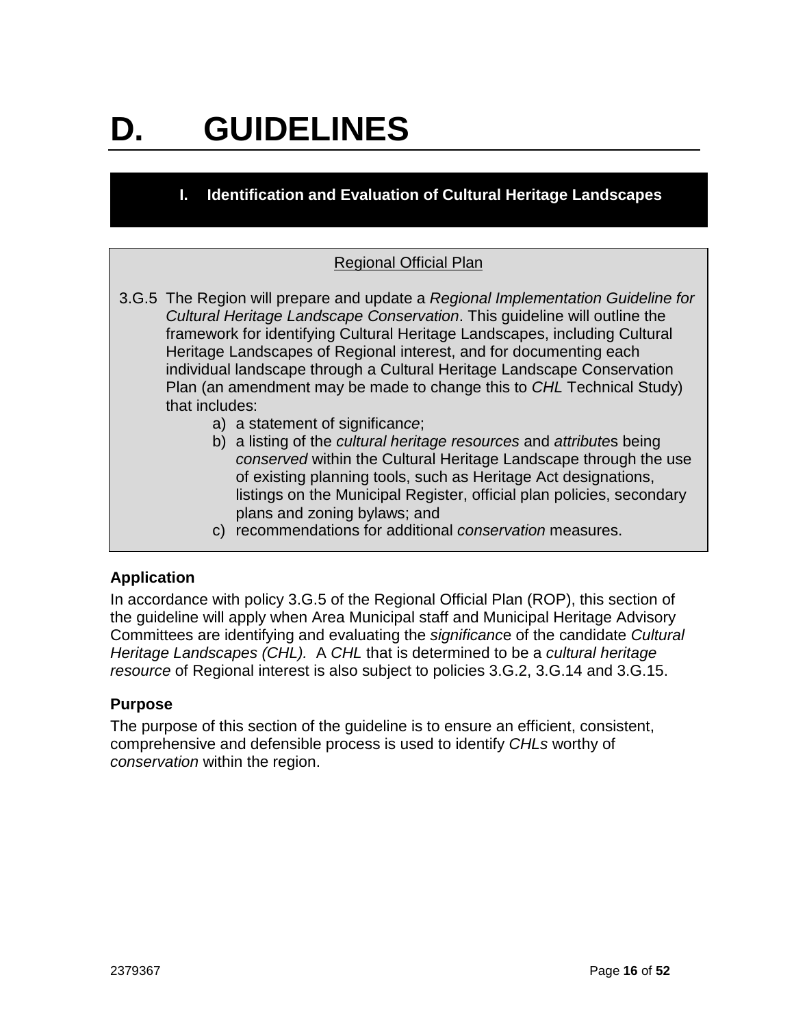# D. GUIDELINES

## I. Identification and Evaluation of Cultural Heritage Landscapes

Regional Official Plan

3.G.5 The Region will prepare and update a *Regional Implementation Guideline for Cultural Heritage Landscape Conservation*. This guideline will outline the framework for identifying Cultural Heritage Landscapes, including Cultural Heritage Landscapes of Regional interest, and for documenting each individual landscape through a Cultural Heritage Landscape Conservation Plan (an amendment may be made to change this to *CHL* Technical Study) that includes:

a) a statement of significan*ce*;
b) a listing of the *cultural heritage resources* and *attribute*s being *conserved* within the Cultural Heritage Landscape through the use of existing planning tools, such as Heritage Act designations, listings on the Municipal Register, official plan policies, secondary plans and zoning bylaws; and
c) recommendations for additional *conservation* measures.

### Application

In accordance with policy 3.G.5 of the Regional Official Plan (ROP), this section of the guideline will apply when Area Municipal staff and Municipal Heritage Advisory Committees are identifying and evaluating the *significanc*e of the candidate *Cultural Heritage Landscapes (CHL).* A *CHL* that is determined to be a *cultural heritage resource* of Regional interest is also subject to policies 3.G.2, 3.G.14 and 3.G.15.

### Purpose

The purpose of this section of the guideline is to ensure an efficient, consistent, comprehensive and defensible process is used to identify *CHLs* worthy of *conservation* within the region.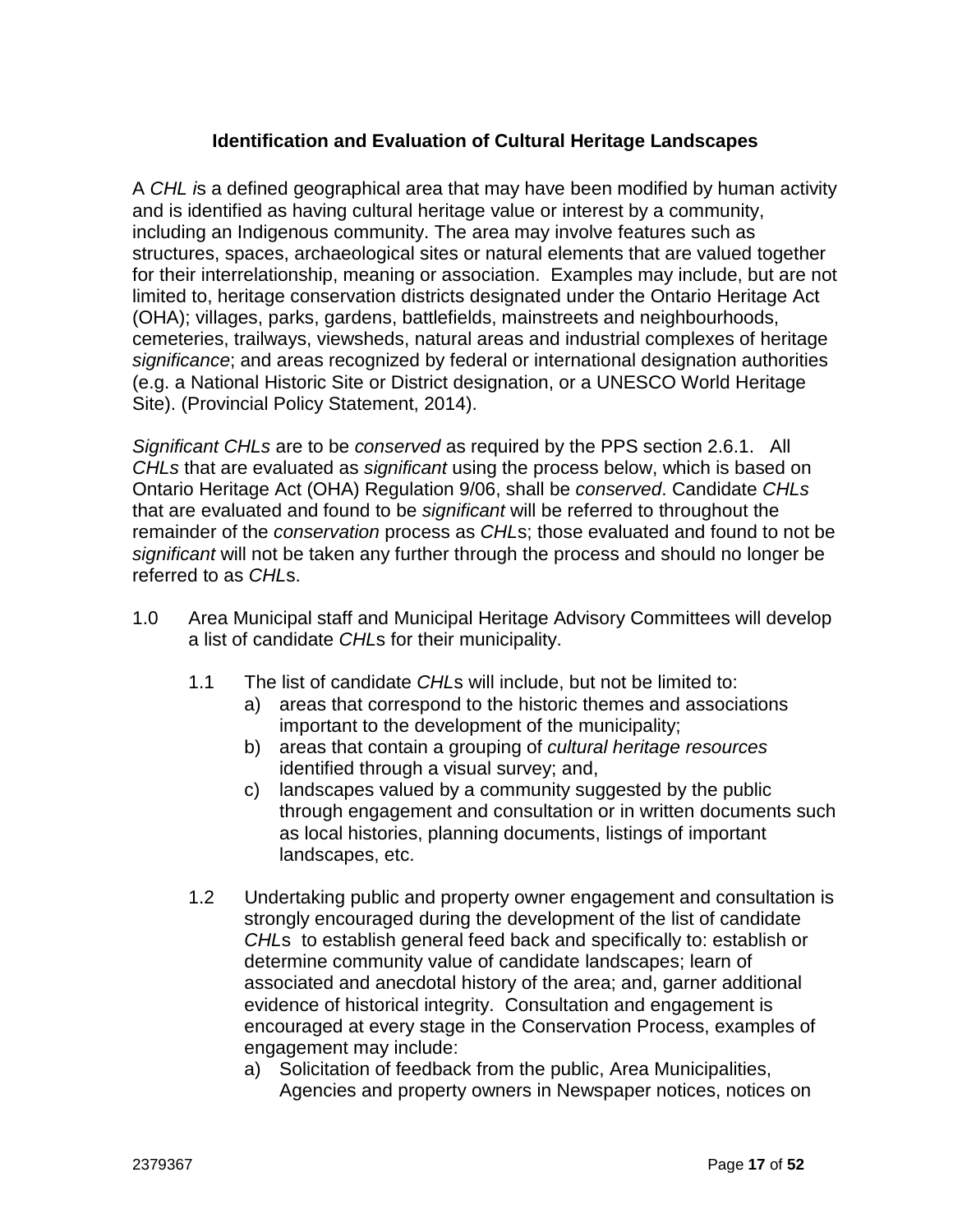### Identification and Evaluation of Cultural Heritage Landscapes

A *CHL i*s a defined geographical area that may have been modified by human activity and is identified as having cultural heritage value or interest by a community, including an Indigenous community. The area may involve features such as structures, spaces, archaeological sites or natural elements that are valued together for their interrelationship, meaning or association. Examples may include, but are not limited to, heritage conservation districts designated under the Ontario Heritage Act (OHA); villages, parks, gardens, battlefields, mainstreets and neighbourhoods, cemeteries, trailways, viewsheds, natural areas and industrial complexes of heritage *significance*; and areas recognized by federal or international designation authorities (e.g. a National Historic Site or District designation, or a UNESCO World Heritage Site). (Provincial Policy Statement, 2014).

*Significant CHLs* are to be *conserved* as required by the PPS section 2.6.1. All *CHLs* that are evaluated as *significant* using the process below, which is based on Ontario Heritage Act (OHA) Regulation 9/06, shall be *conserved*. Candidate *CHLs* that are evaluated and found to be *significant* will be referred to throughout the remainder of the *conservation* process as *CHL*s; those evaluated and found to not be *significant* will not be taken any further through the process and should no longer be referred to as *CHL*s.

1.0 Area Municipal staff and Municipal Heritage Advisory Committees will develop a list of candidate *CHL*s for their municipality.

   1.1 The list of candidate *CHL*s will include, but not be limited to:
      a) areas that correspond to the historic themes and associations important to the development of the municipality;
      b) areas that contain a grouping of *cultural heritage resources* identified through a visual survey; and,
      c) landscapes valued by a community suggested by the public through engagement and consultation or in written documents such as local histories, planning documents, listings of important landscapes, etc.

   1.2 Undertaking public and property owner engagement and consultation is strongly encouraged during the development of the list of candidate *CHL*s to establish general feed back and specifically to: establish or determine community value of candidate landscapes; learn of associated and anecdotal history of the area; and, garner additional evidence of historical integrity. Consultation and engagement is encouraged at every stage in the Conservation Process, examples of engagement may include:
      a) Solicitation of feedback from the public, Area Municipalities, Agencies and property owners in Newspaper notices, notices on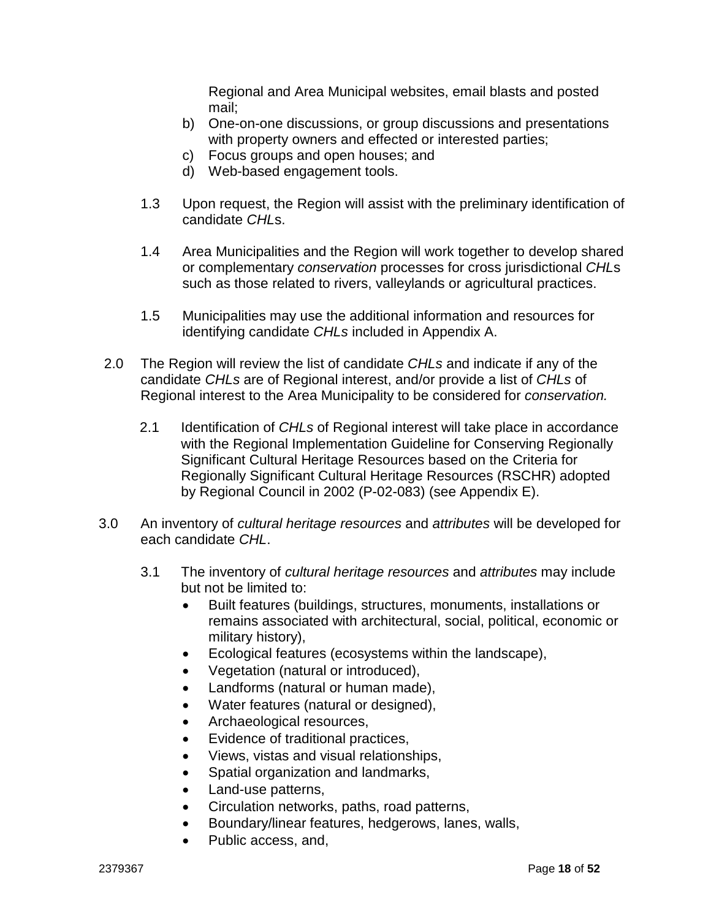Regional and Area Municipal websites, email blasts and posted mail;

b) One-on-one discussions, or group discussions and presentations with property owners and effected or interested parties;

c) Focus groups and open houses; and

d) Web-based engagement tools.

1.3 Upon request, the Region will assist with the preliminary identification of candidate *CHL*s.

1.4 Area Municipalities and the Region will work together to develop shared or complementary *conservation* processes for cross jurisdictional *CHL*s such as those related to rivers, valleylands or agricultural practices.

1.5 Municipalities may use the additional information and resources for identifying candidate *CHLs* included in Appendix A.

2.0 The Region will review the list of candidate *CHLs* and indicate if any of the candidate *CHLs* are of Regional interest, and/or provide a list of *CHLs* of Regional interest to the Area Municipality to be considered for *conservation.*

2.1 Identification of *CHLs* of Regional interest will take place in accordance with the Regional Implementation Guideline for Conserving Regionally Significant Cultural Heritage Resources based on the Criteria for Regionally Significant Cultural Heritage Resources (RSCHR) adopted by Regional Council in 2002 (P-02-083) (see Appendix E).

3.0 An inventory of *cultural heritage resources* and *attributes* will be developed for each candidate *CHL*.

3.1 The inventory of *cultural heritage resources* and *attributes* may include but not be limited to:

- Built features (buildings, structures, monuments, installations or remains associated with architectural, social, political, economic or military history),
- Ecological features (ecosystems within the landscape),
- Vegetation (natural or introduced),
- Landforms (natural or human made),
- Water features (natural or designed),
- Archaeological resources,
- Evidence of traditional practices,
- Views, vistas and visual relationships,
- Spatial organization and landmarks,
- Land-use patterns,
- Circulation networks, paths, road patterns,
- Boundary/linear features, hedgerows, lanes, walls,
- Public access, and,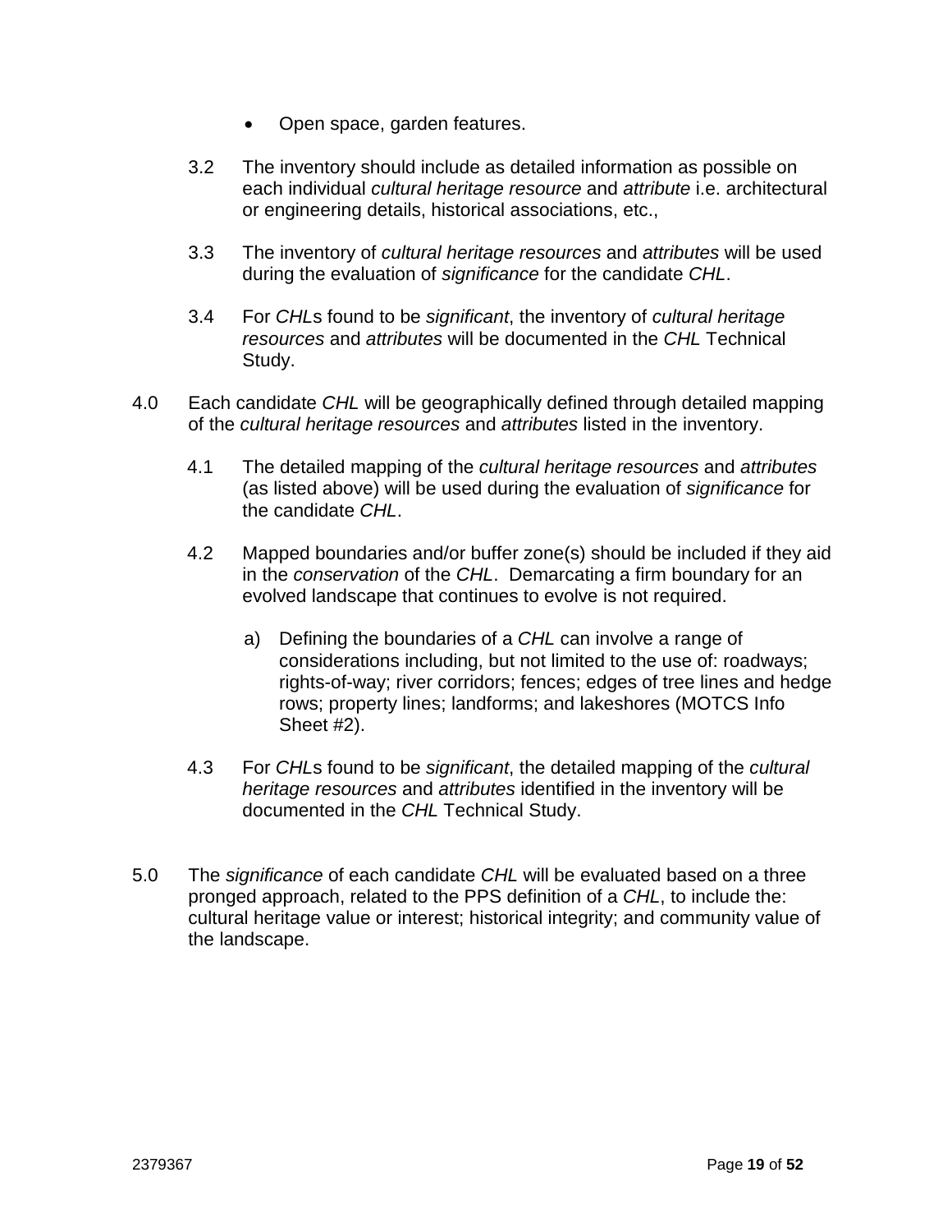- Open space, garden features.

3.2 The inventory should include as detailed information as possible on each individual *cultural heritage resource* and *attribute* i.e. architectural or engineering details, historical associations, etc.,

3.3 The inventory of *cultural heritage resources* and *attributes* will be used during the evaluation of *significance* for the candidate *CHL*.

3.4 For *CHL*s found to be *significant*, the inventory of *cultural heritage resources* and *attributes* will be documented in the *CHL* Technical Study.

4.0 Each candidate *CHL* will be geographically defined through detailed mapping of the *cultural heritage resources* and *attributes* listed in the inventory.

4.1 The detailed mapping of the *cultural heritage resources* and *attributes* (as listed above) will be used during the evaluation of *significance* for the candidate *CHL*.

4.2 Mapped boundaries and/or buffer zone(s) should be included if they aid in the *conservation* of the *CHL*. Demarcating a firm boundary for an evolved landscape that continues to evolve is not required.

a) Defining the boundaries of a *CHL* can involve a range of considerations including, but not limited to the use of: roadways; rights-of-way; river corridors; fences; edges of tree lines and hedge rows; property lines; landforms; and lakeshores (MOTCS Info Sheet #2).

4.3 For *CHL*s found to be *significant*, the detailed mapping of the *cultural heritage resources* and *attributes* identified in the inventory will be documented in the *CHL* Technical Study.

5.0 The *significance* of each candidate *CHL* will be evaluated based on a three pronged approach, related to the PPS definition of a *CHL*, to include the: cultural heritage value or interest; historical integrity; and community value of the landscape.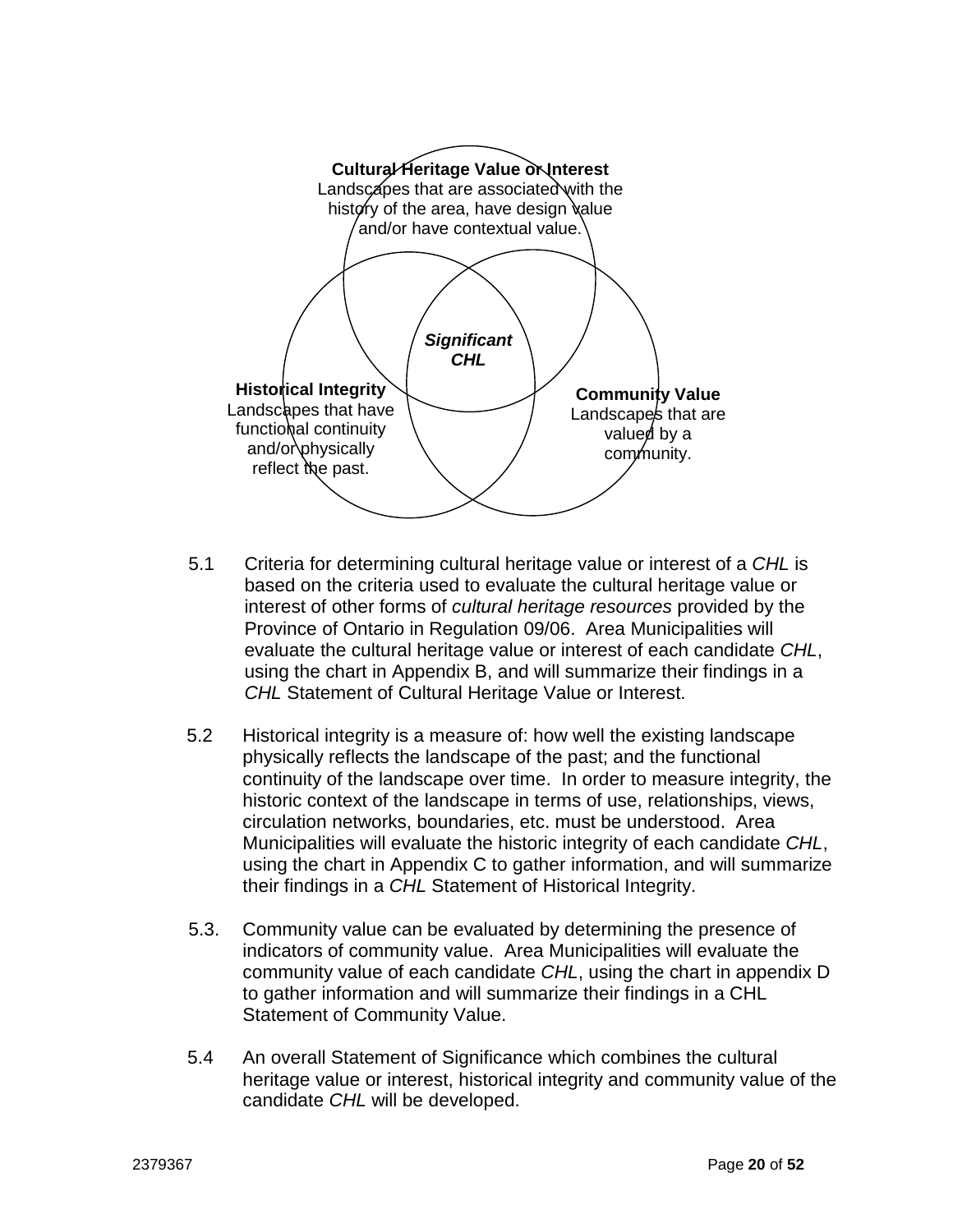**Cultural Heritage Value or Interest**
Landscapes that are associated with the history of the area, have design value and/or have contextual value.

***Significant CHL***

**Historical Integrity**
Landscapes that have functional continuity and/or physically reflect the past.

**Community Value**
Landscapes that are valued by a community.

5.1 Criteria for determining cultural heritage value or interest of a *CHL* is based on the criteria used to evaluate the cultural heritage value or interest of other forms of *cultural heritage resources* provided by the Province of Ontario in Regulation 09/06. Area Municipalities will evaluate the cultural heritage value or interest of each candidate *CHL*, using the chart in Appendix B, and will summarize their findings in a *CHL* Statement of Cultural Heritage Value or Interest.

5.2 Historical integrity is a measure of: how well the existing landscape physically reflects the landscape of the past; and the functional continuity of the landscape over time. In order to measure integrity, the historic context of the landscape in terms of use, relationships, views, circulation networks, boundaries, etc. must be understood. Area Municipalities will evaluate the historic integrity of each candidate *CHL*, using the chart in Appendix C to gather information, and will summarize their findings in a *CHL* Statement of Historical Integrity.

5.3. Community value can be evaluated by determining the presence of indicators of community value. Area Municipalities will evaluate the community value of each candidate *CHL*, using the chart in appendix D to gather information and will summarize their findings in a CHL Statement of Community Value.

5.4 An overall Statement of Significance which combines the cultural heritage value or interest, historical integrity and community value of the candidate *CHL* will be developed.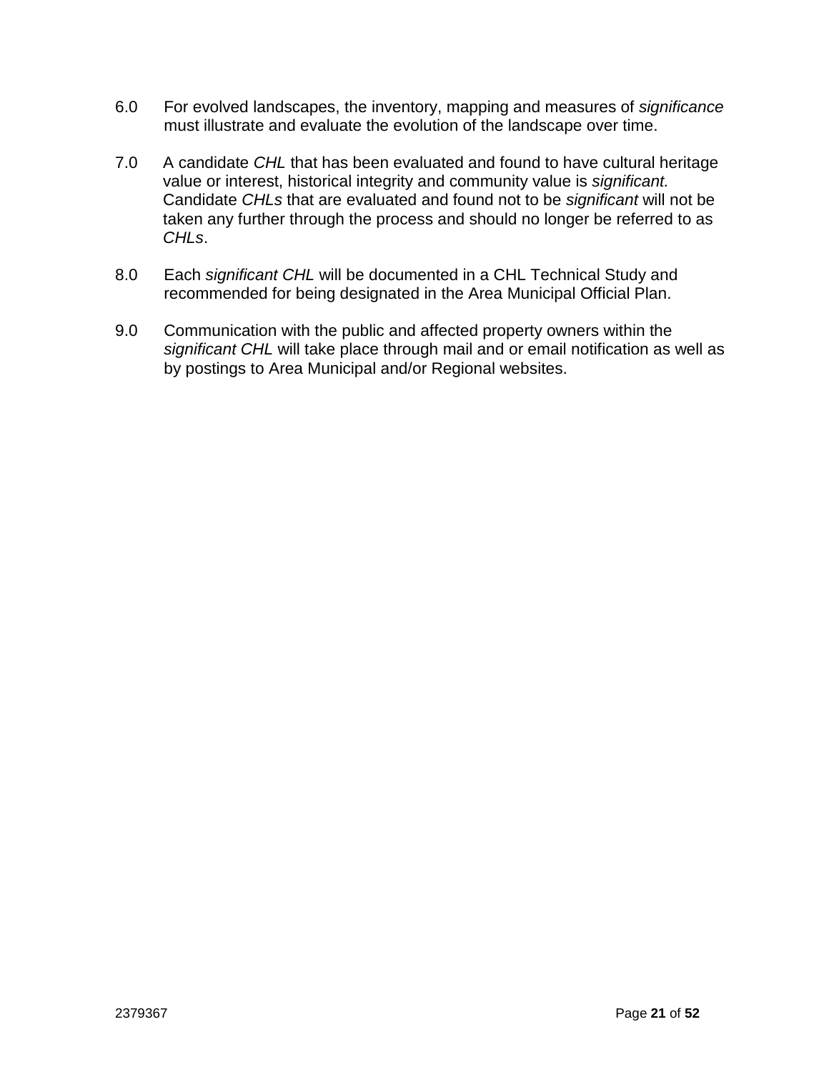6.0 For evolved landscapes, the inventory, mapping and measures of *significance* must illustrate and evaluate the evolution of the landscape over time.

7.0 A candidate *CHL* that has been evaluated and found to have cultural heritage value or interest, historical integrity and community value is *significant.* Candidate *CHLs* that are evaluated and found not to be *significant* will not be taken any further through the process and should no longer be referred to as *CHLs*.

8.0 Each *significant CHL* will be documented in a CHL Technical Study and recommended for being designated in the Area Municipal Official Plan.

9.0 Communication with the public and affected property owners within the *significant CHL* will take place through mail and or email notification as well as by postings to Area Municipal and/or Regional websites.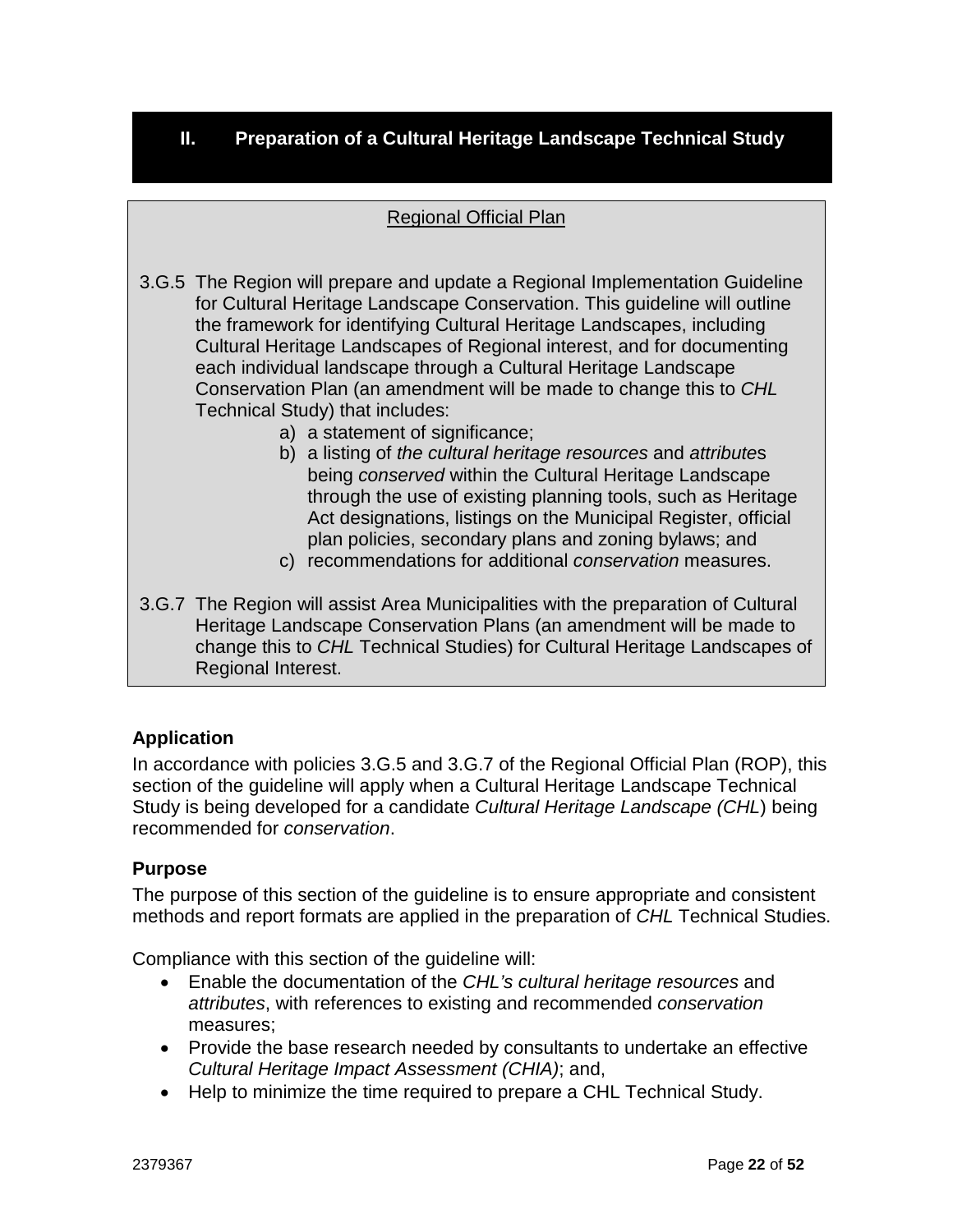## II. Preparation of a Cultural Heritage Landscape Technical Study

Regional Official Plan

3.G.5 The Region will prepare and update a Regional Implementation Guideline for Cultural Heritage Landscape Conservation. This guideline will outline the framework for identifying Cultural Heritage Landscapes, including Cultural Heritage Landscapes of Regional interest, and for documenting each individual landscape through a Cultural Heritage Landscape Conservation Plan (an amendment will be made to change this to *CHL* Technical Study) that includes:

a) a statement of significance;
b) a listing of *the cultural heritage resources* and *attribute*s being *conserved* within the Cultural Heritage Landscape through the use of existing planning tools, such as Heritage Act designations, listings on the Municipal Register, official plan policies, secondary plans and zoning bylaws; and
c) recommendations for additional *conservation* measures.

3.G.7 The Region will assist Area Municipalities with the preparation of Cultural Heritage Landscape Conservation Plans (an amendment will be made to change this to *CHL* Technical Studies) for Cultural Heritage Landscapes of Regional Interest.

### Application

In accordance with policies 3.G.5 and 3.G.7 of the Regional Official Plan (ROP), this section of the guideline will apply when a Cultural Heritage Landscape Technical Study is being developed for a candidate *Cultural Heritage Landscape (CHL*) being recommended for *conservation*.

### Purpose

The purpose of this section of the guideline is to ensure appropriate and consistent methods and report formats are applied in the preparation of *CHL* Technical Studies.

Compliance with this section of the guideline will:

- Enable the documentation of the *CHL's cultural heritage resources* and *attributes*, with references to existing and recommended *conservation* measures;
- Provide the base research needed by consultants to undertake an effective *Cultural Heritage Impact Assessment (CHIA)*; and,
- Help to minimize the time required to prepare a CHL Technical Study.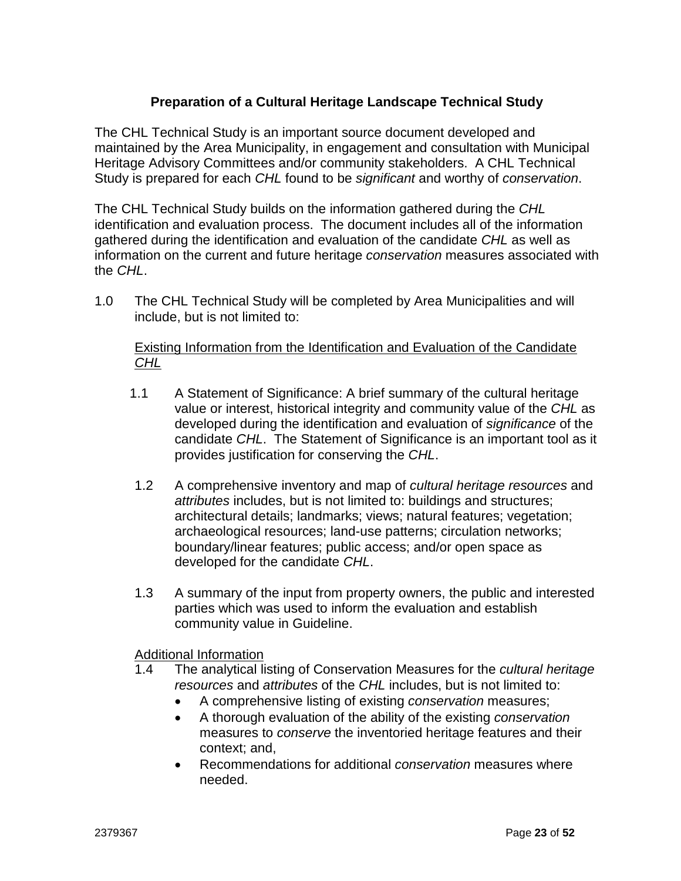**Preparation of a Cultural Heritage Landscape Technical Study**

The CHL Technical Study is an important source document developed and maintained by the Area Municipality, in engagement and consultation with Municipal Heritage Advisory Committees and/or community stakeholders. A CHL Technical Study is prepared for each *CHL* found to be *significant* and worthy of *conservation*.

The CHL Technical Study builds on the information gathered during the *CHL* identification and evaluation process. The document includes all of the information gathered during the identification and evaluation of the candidate *CHL* as well as information on the current and future heritage *conservation* measures associated with the *CHL*.

1.0 The CHL Technical Study will be completed by Area Municipalities and will include, but is not limited to:

<u>Existing Information from the Identification and Evaluation of the Candidate *CHL*</u>

1.1 A Statement of Significance: A brief summary of the cultural heritage value or interest, historical integrity and community value of the *CHL* as developed during the identification and evaluation of *significance* of the candidate *CHL*. The Statement of Significance is an important tool as it provides justification for conserving the *CHL*.

1.2 A comprehensive inventory and map of *cultural heritage resources* and *attributes* includes, but is not limited to: buildings and structures; architectural details; landmarks; views; natural features; vegetation; archaeological resources; land-use patterns; circulation networks; boundary/linear features; public access; and/or open space as developed for the candidate *CHL*.

1.3 A summary of the input from property owners, the public and interested parties which was used to inform the evaluation and establish community value in Guideline.

<u>Additional Information</u>

1.4 The analytical listing of Conservation Measures for the *cultural heritage resources* and *attributes* of the *CHL* includes, but is not limited to:

- A comprehensive listing of existing *conservation* measures;
- A thorough evaluation of the ability of the existing *conservation* measures to *conserve* the inventoried heritage features and their context; and,
- Recommendations for additional *conservation* measures where needed.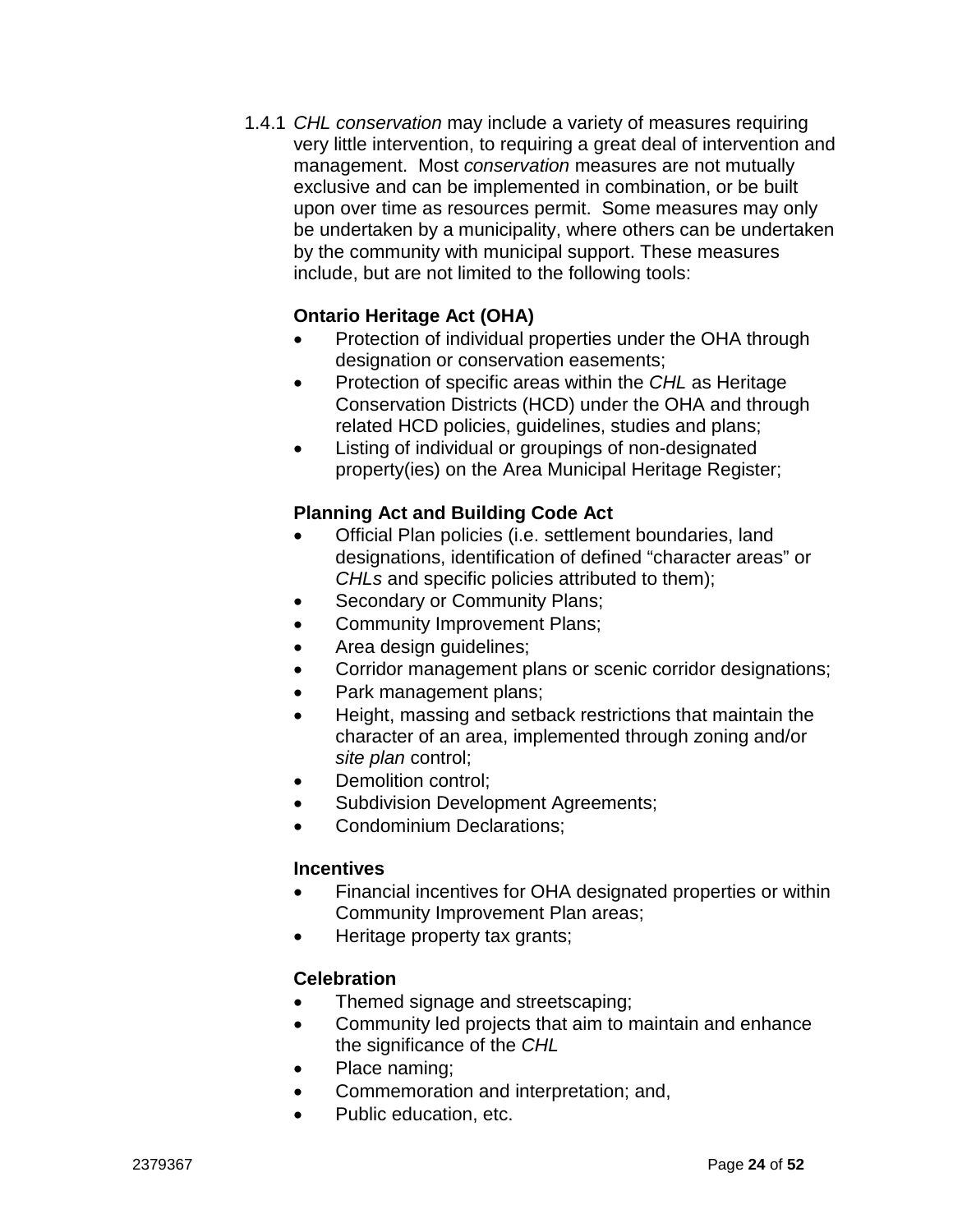1.4.1 *CHL conservation* may include a variety of measures requiring very little intervention, to requiring a great deal of intervention and management. Most *conservation* measures are not mutually exclusive and can be implemented in combination, or be built upon over time as resources permit. Some measures may only be undertaken by a municipality, where others can be undertaken by the community with municipal support. These measures include, but are not limited to the following tools:

**Ontario Heritage Act (OHA)**

- Protection of individual properties under the OHA through designation or conservation easements;
- Protection of specific areas within the *CHL* as Heritage Conservation Districts (HCD) under the OHA and through related HCD policies, guidelines, studies and plans;
- Listing of individual or groupings of non-designated property(ies) on the Area Municipal Heritage Register;

**Planning Act and Building Code Act**

- Official Plan policies (i.e. settlement boundaries, land designations, identification of defined "character areas" or *CHLs* and specific policies attributed to them);
- Secondary or Community Plans;
- Community Improvement Plans;
- Area design guidelines;
- Corridor management plans or scenic corridor designations;
- Park management plans;
- Height, massing and setback restrictions that maintain the character of an area, implemented through zoning and/or *site plan* control;
- Demolition control;
- Subdivision Development Agreements;
- Condominium Declarations;

**Incentives**

- Financial incentives for OHA designated properties or within Community Improvement Plan areas;
- Heritage property tax grants;

**Celebration**

- Themed signage and streetscaping;
- Community led projects that aim to maintain and enhance the significance of the *CHL*
- Place naming;
- Commemoration and interpretation; and,
- Public education, etc.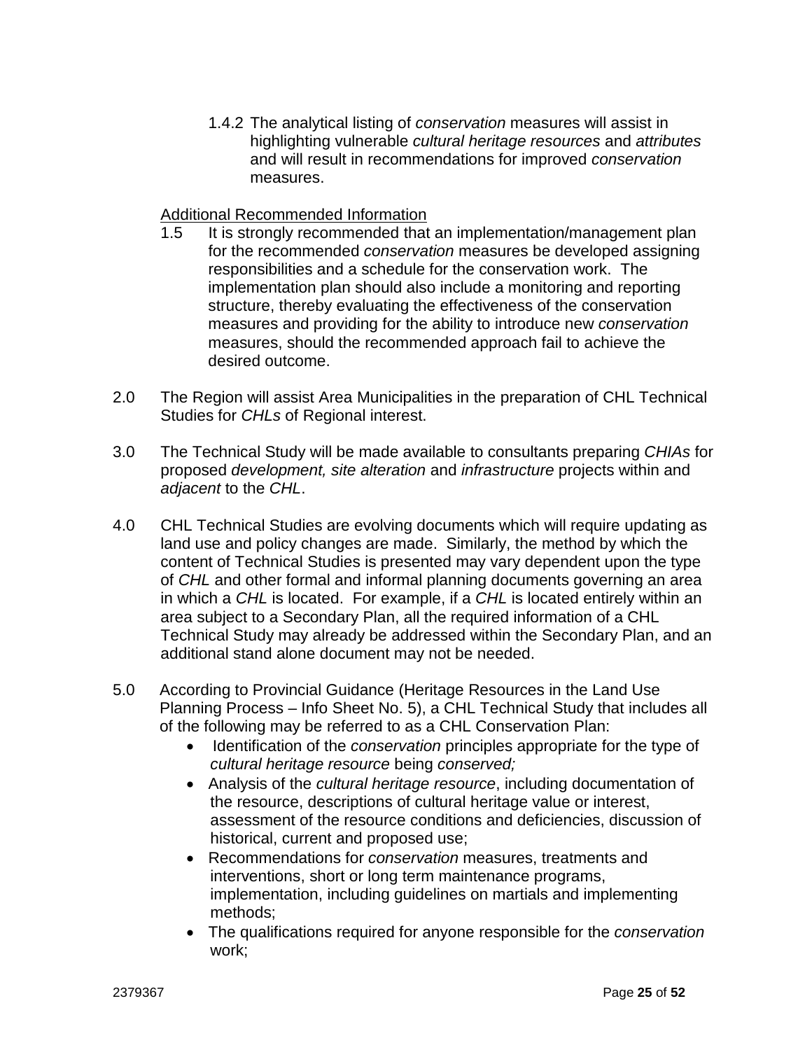1.4.2 The analytical listing of *conservation* measures will assist in highlighting vulnerable *cultural heritage resources* and *attributes* and will result in recommendations for improved *conservation* measures.

Additional Recommended Information

1.5 It is strongly recommended that an implementation/management plan for the recommended *conservation* measures be developed assigning responsibilities and a schedule for the conservation work. The implementation plan should also include a monitoring and reporting structure, thereby evaluating the effectiveness of the conservation measures and providing for the ability to introduce new *conservation* measures, should the recommended approach fail to achieve the desired outcome.

2.0 The Region will assist Area Municipalities in the preparation of CHL Technical Studies for *CHLs* of Regional interest.

3.0 The Technical Study will be made available to consultants preparing *CHIAs* for proposed *development, site alteration* and *infrastructure* projects within and *adjacent* to the *CHL*.

4.0 CHL Technical Studies are evolving documents which will require updating as land use and policy changes are made. Similarly, the method by which the content of Technical Studies is presented may vary dependent upon the type of *CHL* and other formal and informal planning documents governing an area in which a *CHL* is located. For example, if a *CHL* is located entirely within an area subject to a Secondary Plan, all the required information of a CHL Technical Study may already be addressed within the Secondary Plan, and an additional stand alone document may not be needed.

5.0 According to Provincial Guidance (Heritage Resources in the Land Use Planning Process – Info Sheet No. 5), a CHL Technical Study that includes all of the following may be referred to as a CHL Conservation Plan:

- Identification of the *conservation* principles appropriate for the type of *cultural heritage resource* being *conserved;*
- Analysis of the *cultural heritage resource*, including documentation of the resource, descriptions of cultural heritage value or interest, assessment of the resource conditions and deficiencies, discussion of historical, current and proposed use;
- Recommendations for *conservation* measures, treatments and interventions, short or long term maintenance programs, implementation, including guidelines on martials and implementing methods;
- The qualifications required for anyone responsible for the *conservation* work;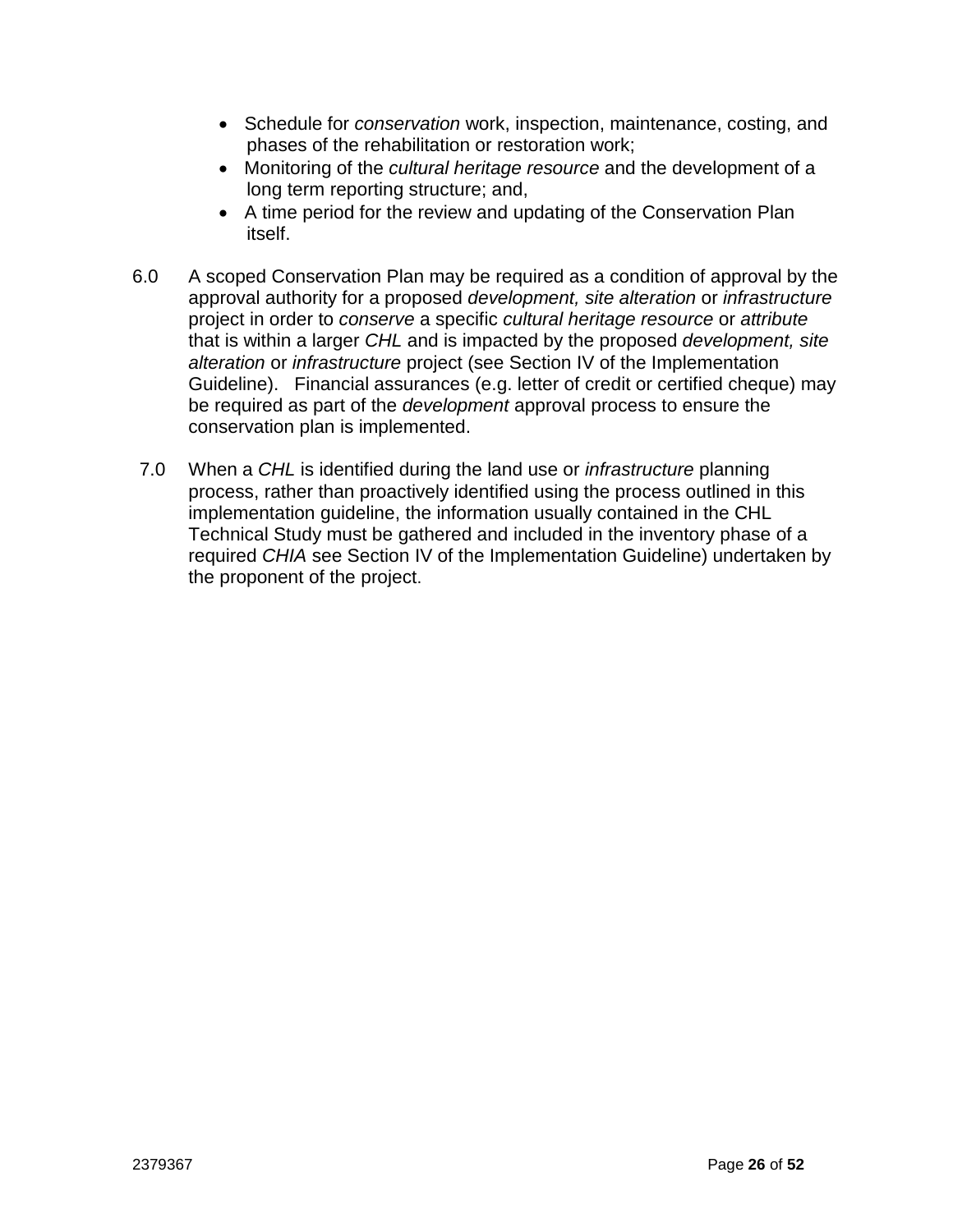- Schedule for *conservation* work, inspection, maintenance, costing, and phases of the rehabilitation or restoration work;
- Monitoring of the *cultural heritage resource* and the development of a long term reporting structure; and,
- A time period for the review and updating of the Conservation Plan itself.

6.0 A scoped Conservation Plan may be required as a condition of approval by the approval authority for a proposed *development, site alteration* or *infrastructure* project in order to *conserve* a specific *cultural heritage resource* or *attribute* that is within a larger *CHL* and is impacted by the proposed *development, site alteration* or *infrastructure* project (see Section IV of the Implementation Guideline). Financial assurances (e.g. letter of credit or certified cheque) may be required as part of the *development* approval process to ensure the conservation plan is implemented.

7.0 When a *CHL* is identified during the land use or *infrastructure* planning process, rather than proactively identified using the process outlined in this implementation guideline, the information usually contained in the CHL Technical Study must be gathered and included in the inventory phase of a required *CHIA* see Section IV of the Implementation Guideline) undertaken by the proponent of the project.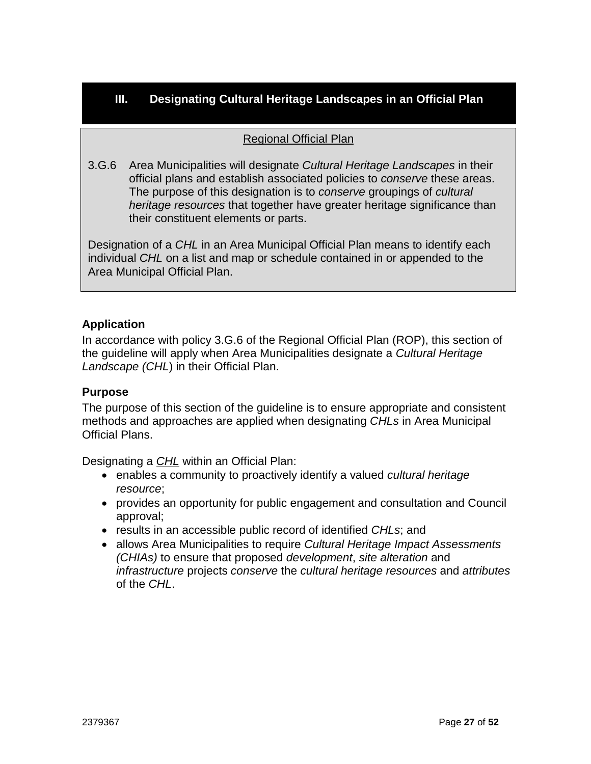## III. Designating Cultural Heritage Landscapes in an Official Plan

<u>Regional Official Plan</u>

3.G.6 Area Municipalities will designate *Cultural Heritage Landscapes* in their official plans and establish associated policies to *conserve* these areas. The purpose of this designation is to *conserve* groupings of *cultural heritage resources* that together have greater heritage significance than their constituent elements or parts.

Designation of a *CHL* in an Area Municipal Official Plan means to identify each individual *CHL* on a list and map or schedule contained in or appended to the Area Municipal Official Plan.

### Application

In accordance with policy 3.G.6 of the Regional Official Plan (ROP), this section of the guideline will apply when Area Municipalities designate a *Cultural Heritage Landscape (CHL)* in their Official Plan.

### Purpose

The purpose of this section of the guideline is to ensure appropriate and consistent methods and approaches are applied when designating *CHLs* in Area Municipal Official Plans.

Designating a <u>*CHL*</u> within an Official Plan:

- enables a community to proactively identify a valued *cultural heritage resource*;
- provides an opportunity for public engagement and consultation and Council approval;
- results in an accessible public record of identified *CHLs*; and
- allows Area Municipalities to require *Cultural Heritage Impact Assessments (CHIAs)* to ensure that proposed *development*, *site alteration* and *infrastructure* projects *conserve* the *cultural heritage resources* and *attributes* of the *CHL*.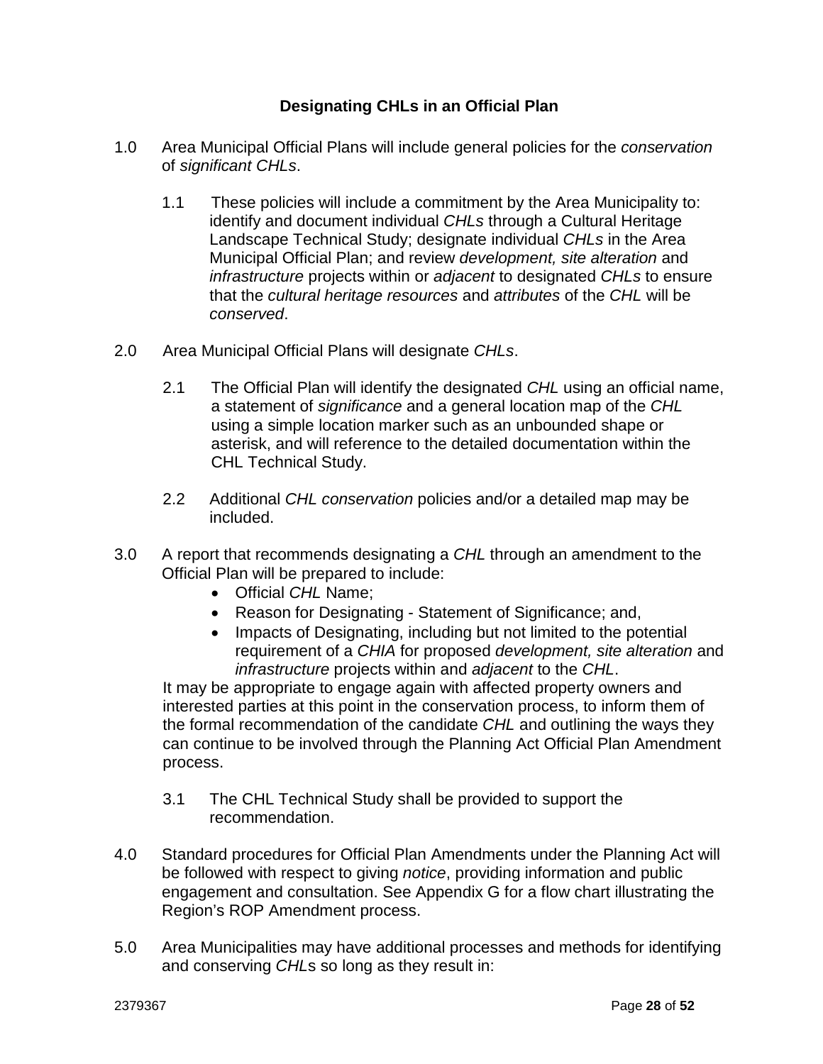### Designating CHLs in an Official Plan

1.0 Area Municipal Official Plans will include general policies for the *conservation* of *significant CHLs*.

   1.1 These policies will include a commitment by the Area Municipality to: identify and document individual *CHLs* through a Cultural Heritage Landscape Technical Study; designate individual *CHLs* in the Area Municipal Official Plan; and review *development, site alteration* and *infrastructure* projects within or *adjacent* to designated *CHLs* to ensure that the *cultural heritage resources* and *attributes* of the *CHL* will be *conserved*.

2.0 Area Municipal Official Plans will designate *CHLs*.

   2.1 The Official Plan will identify the designated *CHL* using an official name, a statement of *significance* and a general location map of the *CHL* using a simple location marker such as an unbounded shape or asterisk, and will reference to the detailed documentation within the CHL Technical Study.

   2.2 Additional *CHL conservation* policies and/or a detailed map may be included.

3.0 A report that recommends designating a *CHL* through an amendment to the Official Plan will be prepared to include:

   - Official *CHL* Name;
   - Reason for Designating - Statement of Significance; and,
   - Impacts of Designating, including but not limited to the potential requirement of a *CHIA* for proposed *development, site alteration* and *infrastructure* projects within and *adjacent* to the *CHL*.

   It may be appropriate to engage again with affected property owners and interested parties at this point in the conservation process, to inform them of the formal recommendation of the candidate *CHL* and outlining the ways they can continue to be involved through the Planning Act Official Plan Amendment process.

   3.1 The CHL Technical Study shall be provided to support the recommendation.

4.0 Standard procedures for Official Plan Amendments under the Planning Act will be followed with respect to giving *notice*, providing information and public engagement and consultation. See Appendix G for a flow chart illustrating the Region's ROP Amendment process.

5.0 Area Municipalities may have additional processes and methods for identifying and conserving *CHL*s so long as they result in: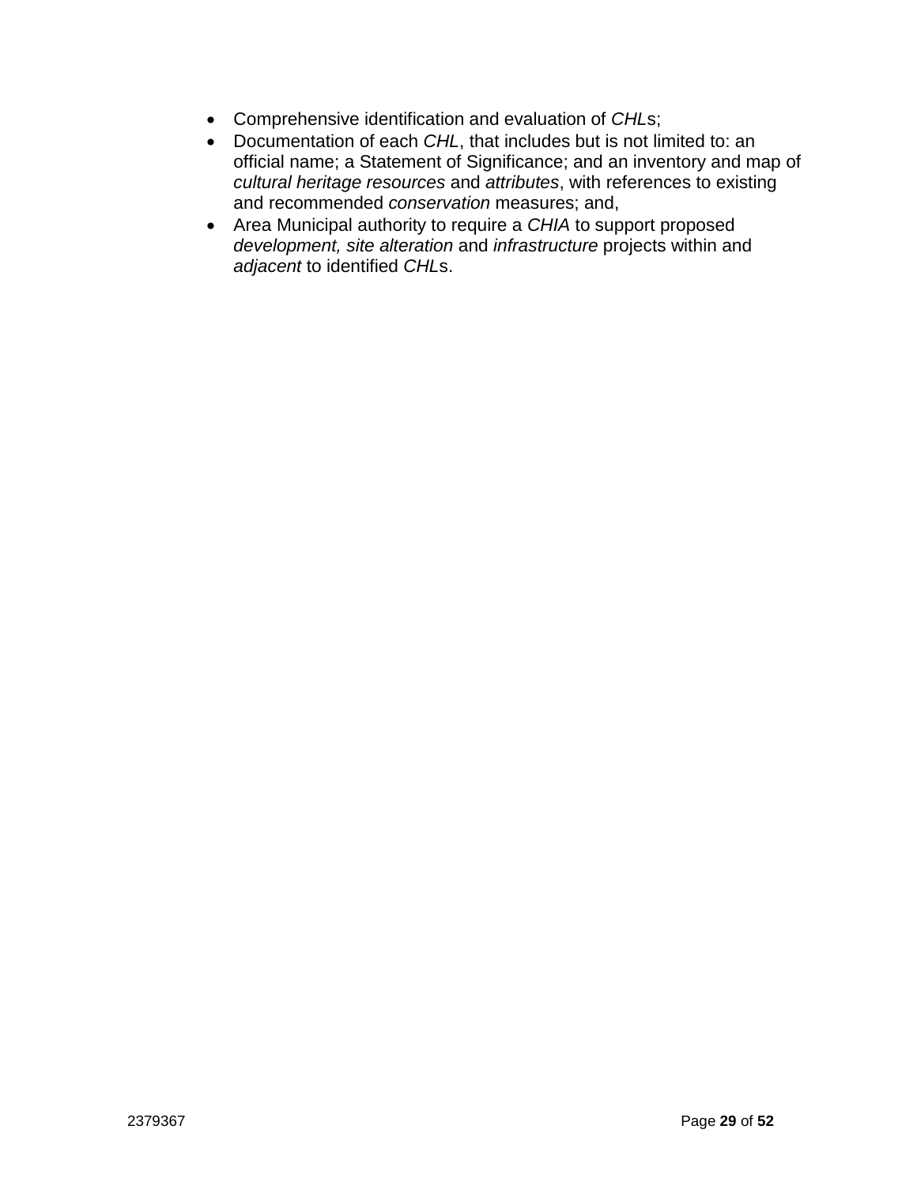- Comprehensive identification and evaluation of *CHL*s;
- Documentation of each *CHL*, that includes but is not limited to: an official name; a Statement of Significance; and an inventory and map of *cultural heritage resources* and *attributes*, with references to existing and recommended *conservation* measures; and,
- Area Municipal authority to require a *CHIA* to support proposed *development, site alteration* and *infrastructure* projects within and *adjacent* to identified *CHL*s.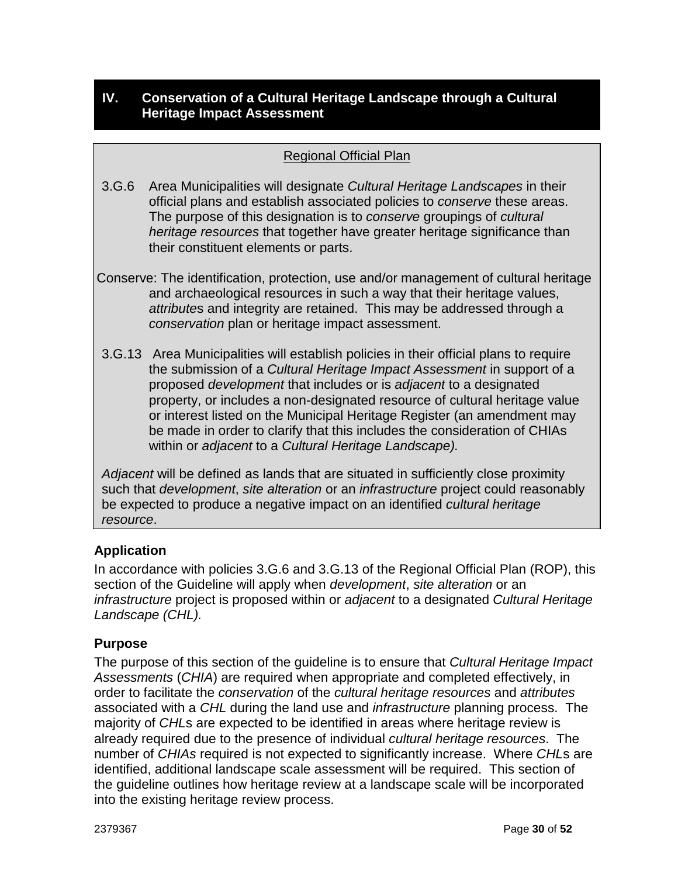## IV. Conservation of a Cultural Heritage Landscape through a Cultural Heritage Impact Assessment

<u>Regional Official Plan</u>

3.G.6 Area Municipalities will designate *Cultural Heritage Landscapes* in their official plans and establish associated policies to *conserve* these areas. The purpose of this designation is to *conserve* groupings of *cultural heritage resources* that together have greater heritage significance than their constituent elements or parts.

Conserve: The identification, protection, use and/or management of cultural heritage and archaeological resources in such a way that their heritage values, *attribute*s and integrity are retained. This may be addressed through a *conservation* plan or heritage impact assessment.

3.G.13 Area Municipalities will establish policies in their official plans to require the submission of a *Cultural Heritage Impact Assessment* in support of a proposed *development* that includes or is *adjacent* to a designated property, or includes a non-designated resource of cultural heritage value or interest listed on the Municipal Heritage Register (an amendment may be made in order to clarify that this includes the consideration of CHIAs within or *adjacent* to a *Cultural Heritage Landscape).*

*Adjacent* will be defined as lands that are situated in sufficiently close proximity such that *development*, *site alteration* or an *infrastructure* project could reasonably be expected to produce a negative impact on an identified *cultural heritage resource*.

### Application

In accordance with policies 3.G.6 and 3.G.13 of the Regional Official Plan (ROP), this section of the Guideline will apply when *development*, *site alteration* or an *infrastructure* project is proposed within or *adjacent* to a designated *Cultural Heritage Landscape (CHL).*

### Purpose

The purpose of this section of the guideline is to ensure that *Cultural Heritage Impact Assessments* (*CHIA*) are required when appropriate and completed effectively, in order to facilitate the *conservation* of the *cultural heritage resources* and *attributes* associated with a *CHL* during the land use and *infrastructure* planning process. The majority of *CHL*s are expected to be identified in areas where heritage review is already required due to the presence of individual *cultural heritage resources*. The number of *CHIAs* required is not expected to significantly increase. Where *CHL*s are identified, additional landscape scale assessment will be required. This section of the guideline outlines how heritage review at a landscape scale will be incorporated into the existing heritage review process.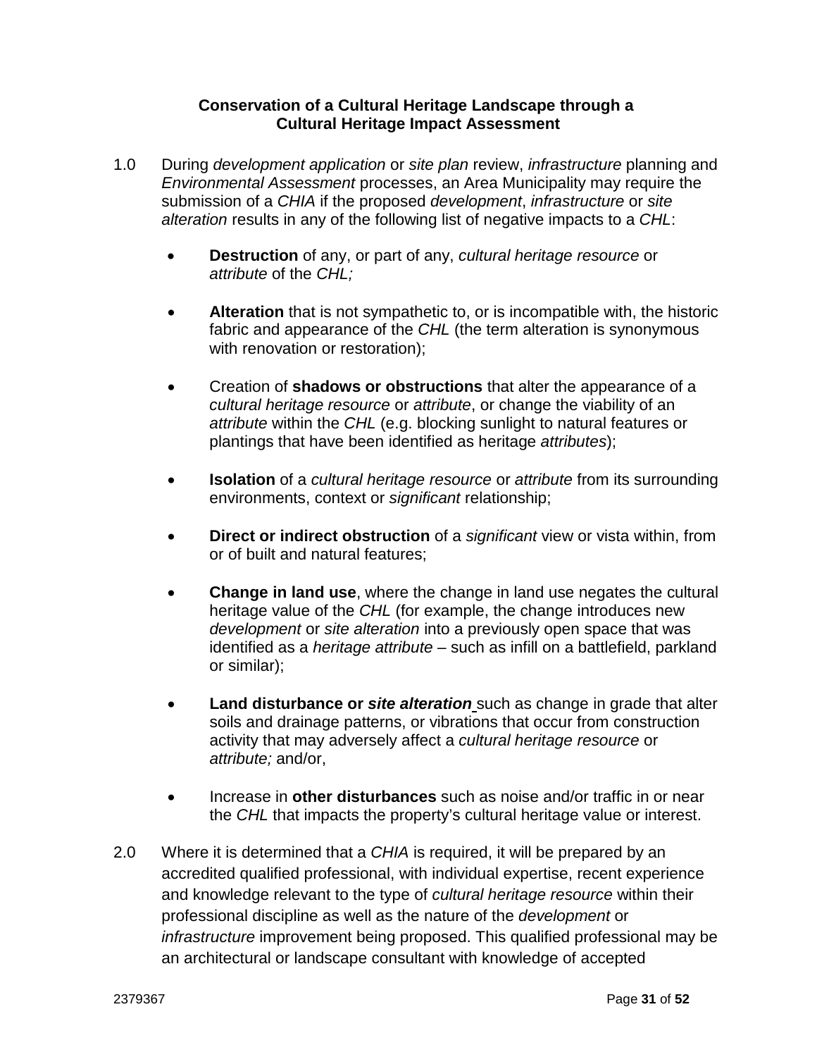**Conservation of a Cultural Heritage Landscape through a Cultural Heritage Impact Assessment**

1.0 During *development application* or *site plan* review, *infrastructure* planning and *Environmental Assessment* processes, an Area Municipality may require the submission of a *CHIA* if the proposed *development*, *infrastructure* or *site alteration* results in any of the following list of negative impacts to a *CHL*:

- **Destruction** of any, or part of any, *cultural heritage resource* or *attribute* of the *CHL;*
- **Alteration** that is not sympathetic to, or is incompatible with, the historic fabric and appearance of the *CHL* (the term alteration is synonymous with renovation or restoration);
- Creation of **shadows or obstructions** that alter the appearance of a *cultural heritage resource* or *attribute*, or change the viability of an *attribute* within the *CHL* (e.g. blocking sunlight to natural features or plantings that have been identified as heritage *attributes*);
- **Isolation** of a *cultural heritage resource* or *attribute* from its surrounding environments, context or *significant* relationship;
- **Direct or indirect obstruction** of a *significant* view or vista within, from or of built and natural features;
- **Change in land use**, where the change in land use negates the cultural heritage value of the *CHL* (for example, the change introduces new *development* or *site alteration* into a previously open space that was identified as a *heritage attribute* – such as infill on a battlefield, parkland or similar);
- **Land disturbance or *site alteration*** such as change in grade that alter soils and drainage patterns, or vibrations that occur from construction activity that may adversely affect a *cultural heritage resource* or *attribute;* and/or,
- Increase in **other disturbances** such as noise and/or traffic in or near the *CHL* that impacts the property's cultural heritage value or interest.

2.0 Where it is determined that a *CHIA* is required, it will be prepared by an accredited qualified professional, with individual expertise, recent experience and knowledge relevant to the type of *cultural heritage resource* within their professional discipline as well as the nature of the *development* or *infrastructure* improvement being proposed. This qualified professional may be an architectural or landscape consultant with knowledge of accepted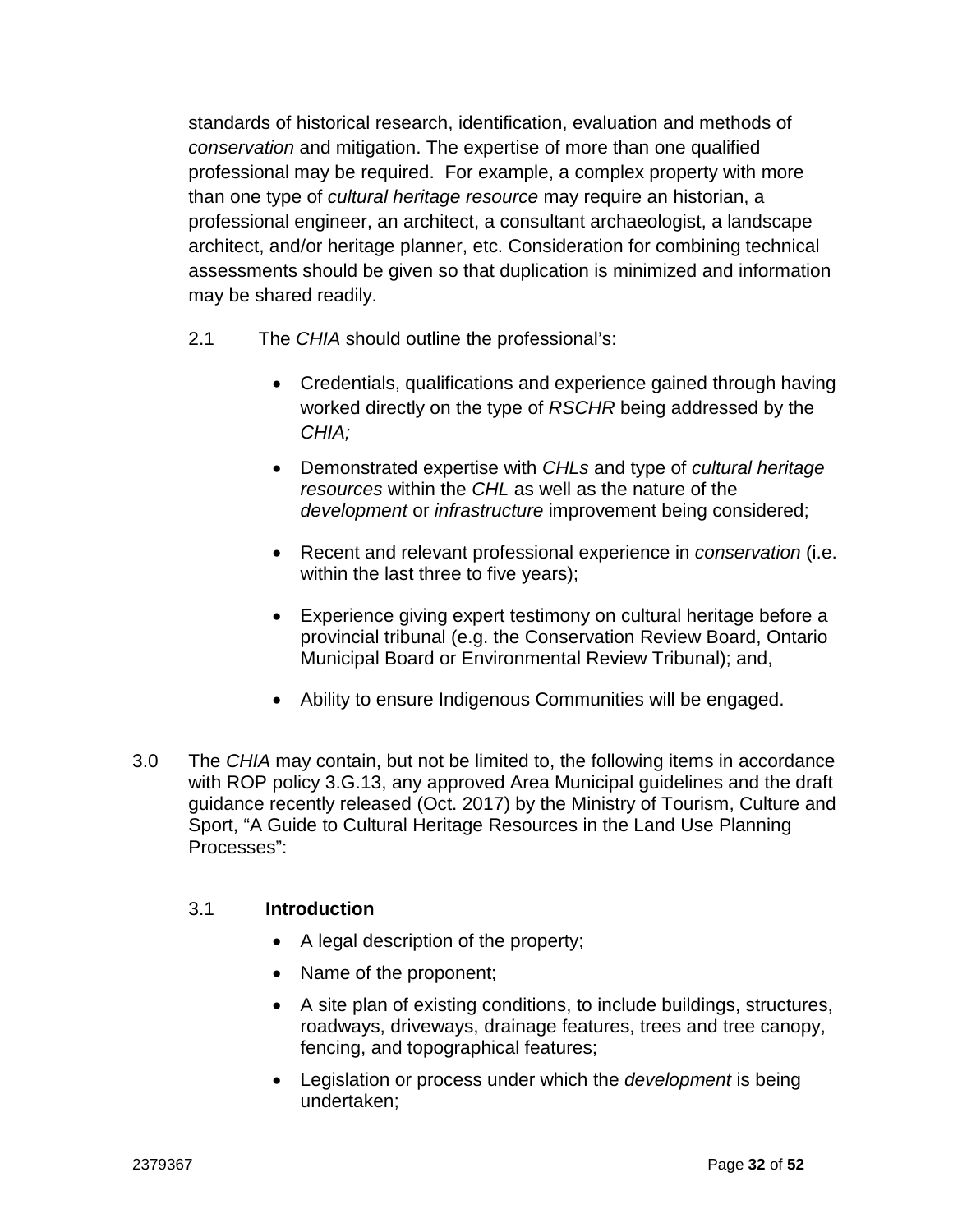standards of historical research, identification, evaluation and methods of *conservation* and mitigation. The expertise of more than one qualified professional may be required. For example, a complex property with more than one type of *cultural heritage resource* may require an historian, a professional engineer, an architect, a consultant archaeologist, a landscape architect, and/or heritage planner, etc. Consideration for combining technical assessments should be given so that duplication is minimized and information may be shared readily.

2.1 The *CHIA* should outline the professional's:

- Credentials, qualifications and experience gained through having worked directly on the type of *RSCHR* being addressed by the *CHIA;*
- Demonstrated expertise with *CHLs* and type of *cultural heritage resources* within the *CHL* as well as the nature of the *development* or *infrastructure* improvement being considered;
- Recent and relevant professional experience in *conservation* (i.e. within the last three to five years);
- Experience giving expert testimony on cultural heritage before a provincial tribunal (e.g. the Conservation Review Board, Ontario Municipal Board or Environmental Review Tribunal); and,
- Ability to ensure Indigenous Communities will be engaged.

3.0 The *CHIA* may contain, but not be limited to, the following items in accordance with ROP policy 3.G.13, any approved Area Municipal guidelines and the draft guidance recently released (Oct. 2017) by the Ministry of Tourism, Culture and Sport, "A Guide to Cultural Heritage Resources in the Land Use Planning Processes":

3.1 **Introduction**

- A legal description of the property;
- Name of the proponent;
- A site plan of existing conditions, to include buildings, structures, roadways, driveways, drainage features, trees and tree canopy, fencing, and topographical features;
- Legislation or process under which the *development* is being undertaken;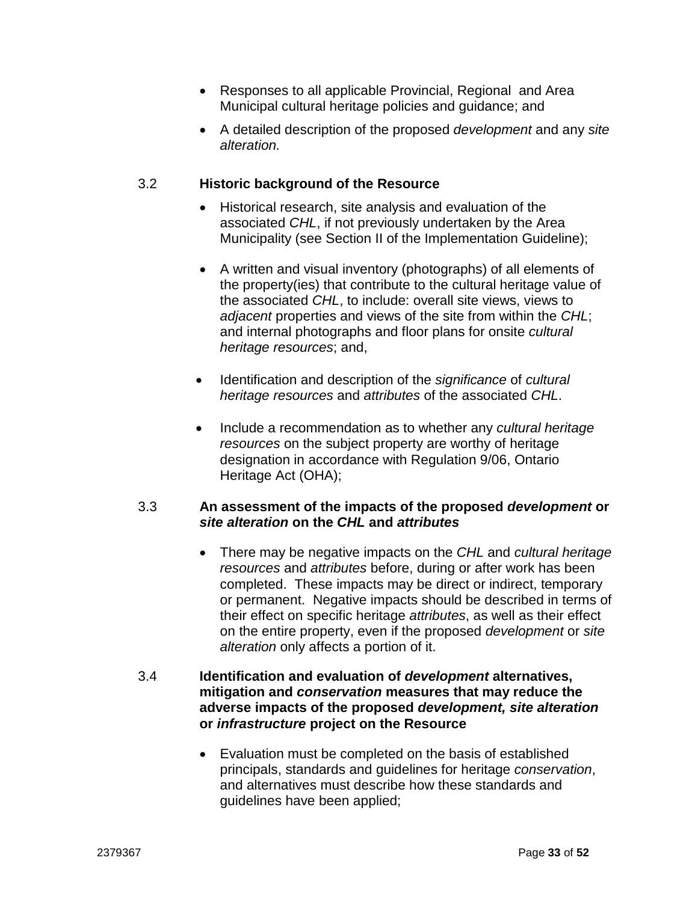- Responses to all applicable Provincial, Regional and Area Municipal cultural heritage policies and guidance; and
- A detailed description of the proposed *development* and any *site alteration.*

### 3.2 Historic background of the Resource

- Historical research, site analysis and evaluation of the associated *CHL*, if not previously undertaken by the Area Municipality (see Section II of the Implementation Guideline);
- A written and visual inventory (photographs) of all elements of the property(ies) that contribute to the cultural heritage value of the associated *CHL*, to include: overall site views, views to *adjacent* properties and views of the site from within the *CHL*; and internal photographs and floor plans for onsite *cultural heritage resources*; and,
- Identification and description of the *significance* of *cultural heritage resources* and *attributes* of the associated *CHL*.
- Include a recommendation as to whether any *cultural heritage resources* on the subject property are worthy of heritage designation in accordance with Regulation 9/06, Ontario Heritage Act (OHA);

### 3.3 An assessment of the impacts of the proposed ***development*** or ***site alteration*** on the ***CHL*** and ***attributes***

- There may be negative impacts on the *CHL* and *cultural heritage resources* and *attributes* before, during or after work has been completed. These impacts may be direct or indirect, temporary or permanent. Negative impacts should be described in terms of their effect on specific heritage *attributes*, as well as their effect on the entire property, even if the proposed *development* or *site alteration* only affects a portion of it.

### 3.4 Identification and evaluation of ***development*** alternatives, mitigation and ***conservation*** measures that may reduce the adverse impacts of the proposed ***development, site alteration*** or ***infrastructure*** project on the Resource

- Evaluation must be completed on the basis of established principals, standards and guidelines for heritage *conservation*, and alternatives must describe how these standards and guidelines have been applied;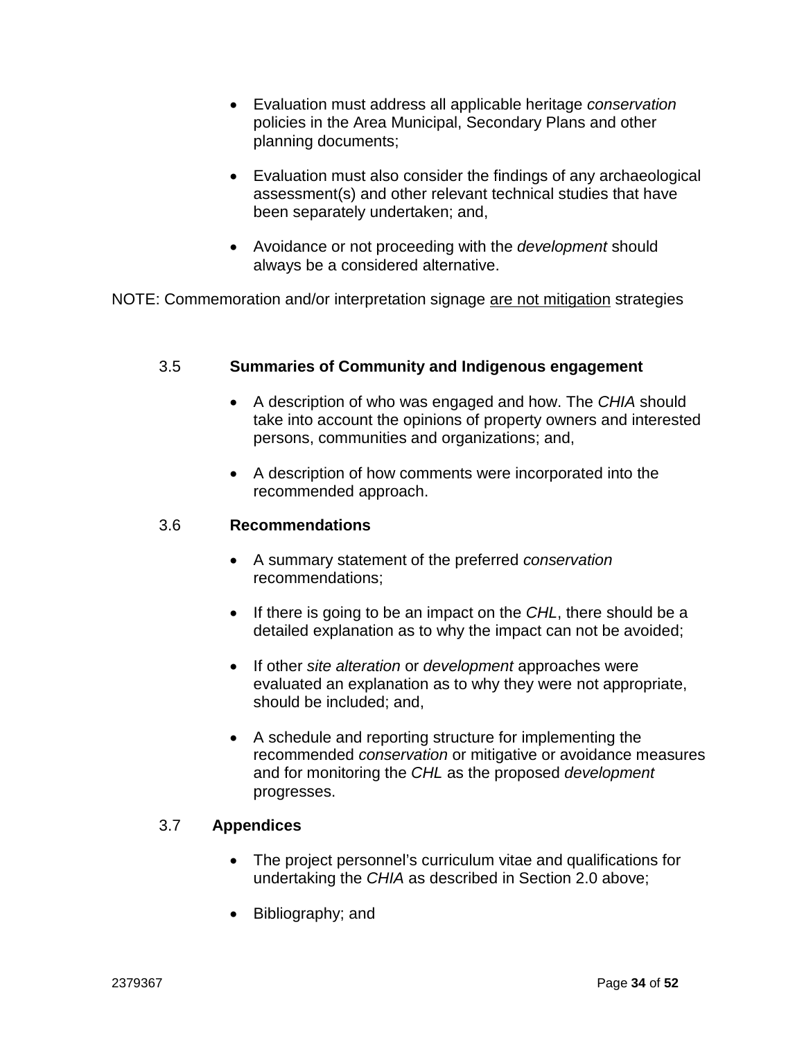- Evaluation must address all applicable heritage *conservation* policies in the Area Municipal, Secondary Plans and other planning documents;

- Evaluation must also consider the findings of any archaeological assessment(s) and other relevant technical studies that have been separately undertaken; and,

- Avoidance or not proceeding with the *development* should always be a considered alternative.

NOTE: Commemoration and/or interpretation signage <u>are not mitigation</u> strategies

### 3.5 Summaries of Community and Indigenous engagement

- A description of who was engaged and how. The *CHIA* should take into account the opinions of property owners and interested persons, communities and organizations; and,

- A description of how comments were incorporated into the recommended approach.

### 3.6 Recommendations

- A summary statement of the preferred *conservation* recommendations;

- If there is going to be an impact on the *CHL*, there should be a detailed explanation as to why the impact can not be avoided;

- If other *site alteration* or *development* approaches were evaluated an explanation as to why they were not appropriate, should be included; and,

- A schedule and reporting structure for implementing the recommended *conservation* or mitigative or avoidance measures and for monitoring the *CHL* as the proposed *development* progresses.

### 3.7 Appendices

- The project personnel's curriculum vitae and qualifications for undertaking the *CHIA* as described in Section 2.0 above;

- Bibliography; and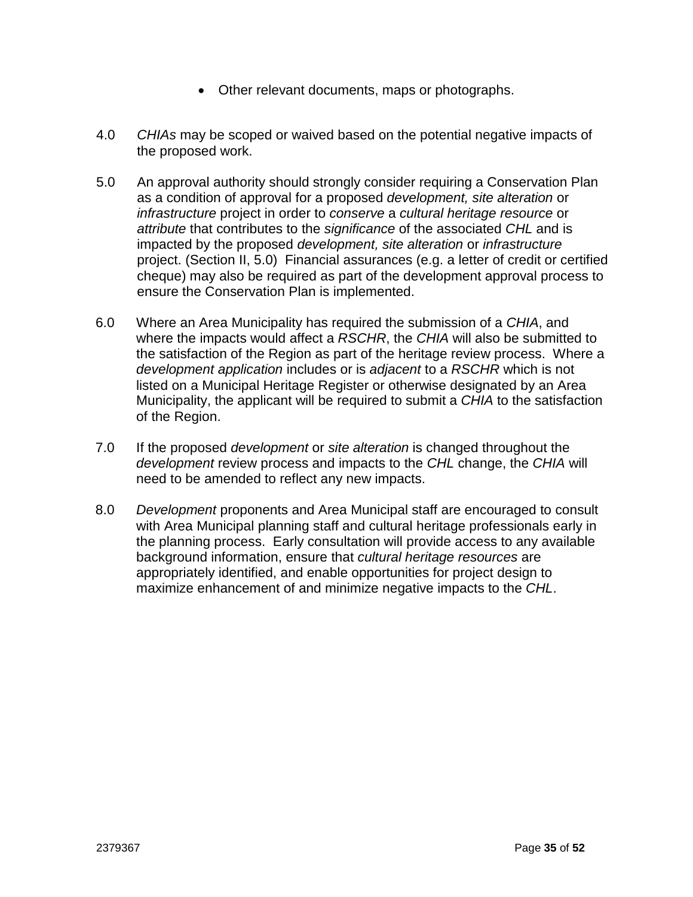- Other relevant documents, maps or photographs.

4.0 *CHIAs* may be scoped or waived based on the potential negative impacts of the proposed work.

5.0 An approval authority should strongly consider requiring a Conservation Plan as a condition of approval for a proposed *development, site alteration* or *infrastructure* project in order to *conserve* a *cultural heritage resource* or *attribute* that contributes to the *significance* of the associated *CHL* and is impacted by the proposed *development, site alteration* or *infrastructure* project. (Section II, 5.0) Financial assurances (e.g. a letter of credit or certified cheque) may also be required as part of the development approval process to ensure the Conservation Plan is implemented.

6.0 Where an Area Municipality has required the submission of a *CHIA*, and where the impacts would affect a *RSCHR*, the *CHIA* will also be submitted to the satisfaction of the Region as part of the heritage review process. Where a *development application* includes or is *adjacent* to a *RSCHR* which is not listed on a Municipal Heritage Register or otherwise designated by an Area Municipality, the applicant will be required to submit a *CHIA* to the satisfaction of the Region.

7.0 If the proposed *development* or *site alteration* is changed throughout the *development* review process and impacts to the *CHL* change, the *CHIA* will need to be amended to reflect any new impacts.

8.0 *Development* proponents and Area Municipal staff are encouraged to consult with Area Municipal planning staff and cultural heritage professionals early in the planning process. Early consultation will provide access to any available background information, ensure that *cultural heritage resources* are appropriately identified, and enable opportunities for project design to maximize enhancement of and minimize negative impacts to the *CHL*.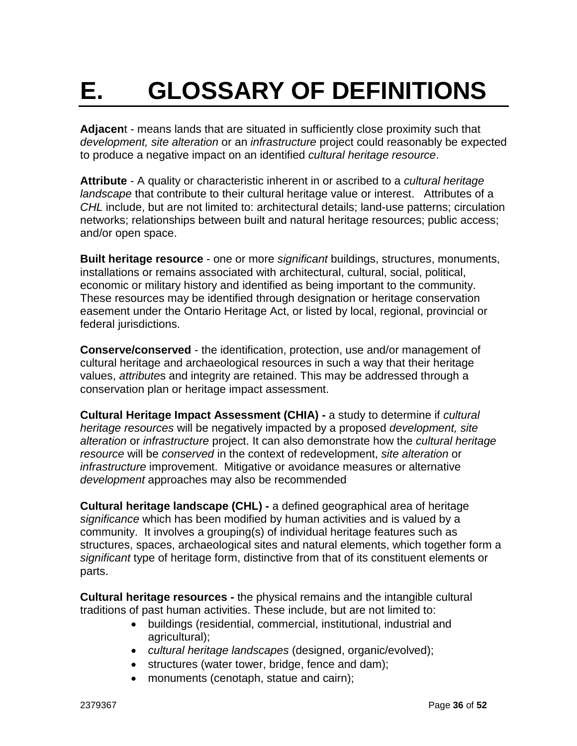# E. GLOSSARY OF DEFINITIONS

**Adjacent** - means lands that are situated in sufficiently close proximity such that *development, site alteration* or an *infrastructure* project could reasonably be expected to produce a negative impact on an identified *cultural heritage resource*.

**Attribute** - A quality or characteristic inherent in or ascribed to a *cultural heritage landscape* that contribute to their cultural heritage value or interest. Attributes of a *CHL* include, but are not limited to: architectural details; land-use patterns; circulation networks; relationships between built and natural heritage resources; public access; and/or open space.

**Built heritage resource** - one or more *significant* buildings, structures, monuments, installations or remains associated with architectural, cultural, social, political, economic or military history and identified as being important to the community. These resources may be identified through designation or heritage conservation easement under the Ontario Heritage Act, or listed by local, regional, provincial or federal jurisdictions.

**Conserve/conserved** - the identification, protection, use and/or management of cultural heritage and archaeological resources in such a way that their heritage values, *attribute*s and integrity are retained. This may be addressed through a conservation plan or heritage impact assessment.

**Cultural Heritage Impact Assessment (CHIA) -** a study to determine if *cultural heritage resources* will be negatively impacted by a proposed *development, site alteration* or *infrastructure* project. It can also demonstrate how the *cultural heritage resource* will be *conserved* in the context of redevelopment, *site alteration* or *infrastructure* improvement. Mitigative or avoidance measures or alternative *development* approaches may also be recommended

**Cultural heritage landscape (CHL) -** a defined geographical area of heritage *significance* which has been modified by human activities and is valued by a community. It involves a grouping(s) of individual heritage features such as structures, spaces, archaeological sites and natural elements, which together form a *significant* type of heritage form, distinctive from that of its constituent elements or parts.

**Cultural heritage resources -** the physical remains and the intangible cultural traditions of past human activities. These include, but are not limited to:

- buildings (residential, commercial, institutional, industrial and agricultural);
- *cultural heritage landscapes* (designed, organic/evolved);
- structures (water tower, bridge, fence and dam);
- monuments (cenotaph, statue and cairn);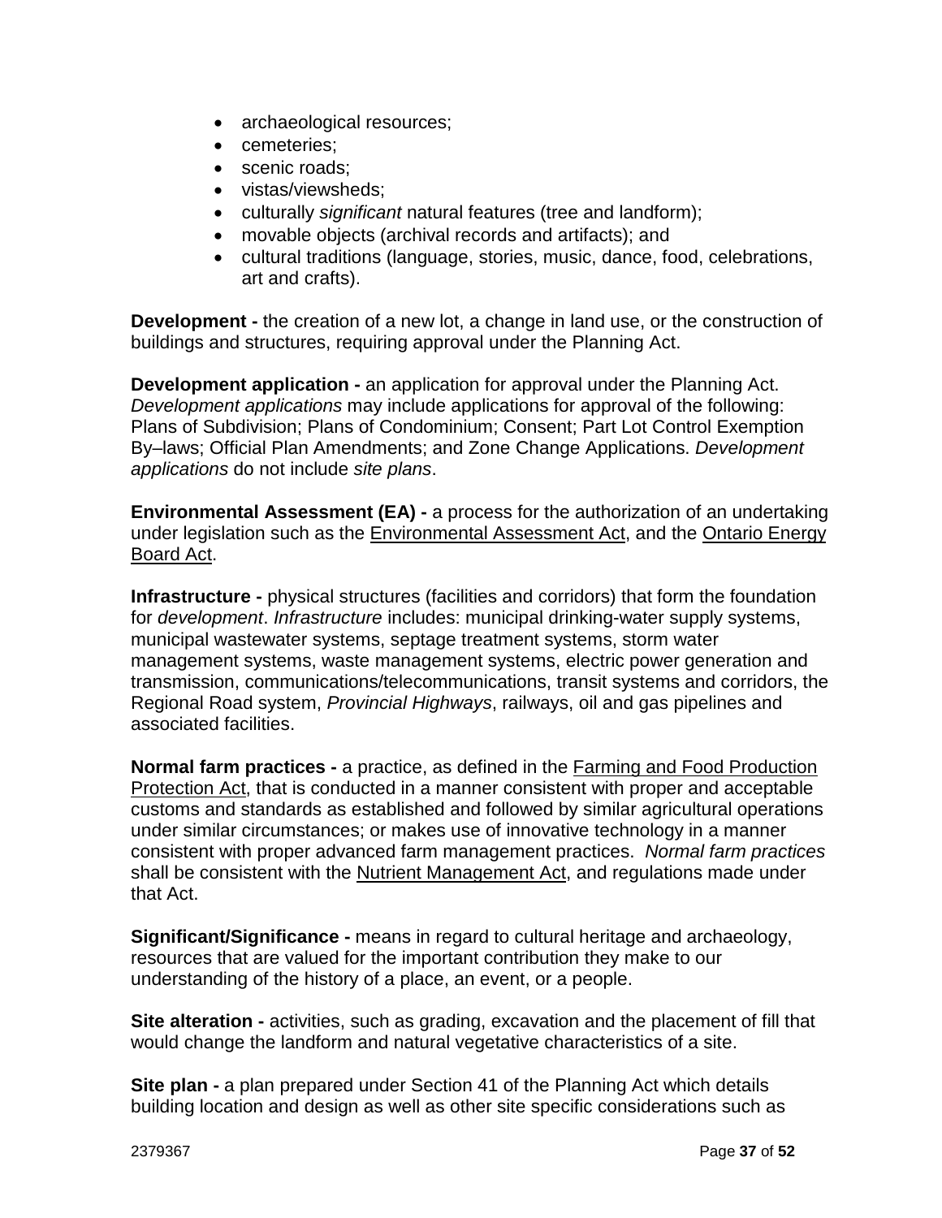- archaeological resources;
- cemeteries;
- scenic roads;
- vistas/viewsheds;
- culturally *significant* natural features (tree and landform);
- movable objects (archival records and artifacts); and
- cultural traditions (language, stories, music, dance, food, celebrations, art and crafts).

**Development -** the creation of a new lot, a change in land use, or the construction of buildings and structures, requiring approval under the Planning Act.

**Development application -** an application for approval under the Planning Act. *Development applications* may include applications for approval of the following: Plans of Subdivision; Plans of Condominium; Consent; Part Lot Control Exemption By–laws; Official Plan Amendments; and Zone Change Applications. *Development applications* do not include *site plans*.

**Environmental Assessment (EA) -** a process for the authorization of an undertaking under legislation such as the Environmental Assessment Act, and the Ontario Energy Board Act.

**Infrastructure -** physical structures (facilities and corridors) that form the foundation for *development*. *Infrastructure* includes: municipal drinking-water supply systems, municipal wastewater systems, septage treatment systems, storm water management systems, waste management systems, electric power generation and transmission, communications/telecommunications, transit systems and corridors, the Regional Road system, *Provincial Highways*, railways, oil and gas pipelines and associated facilities.

**Normal farm practices -** a practice, as defined in the Farming and Food Production Protection Act, that is conducted in a manner consistent with proper and acceptable customs and standards as established and followed by similar agricultural operations under similar circumstances; or makes use of innovative technology in a manner consistent with proper advanced farm management practices. *Normal farm practices* shall be consistent with the Nutrient Management Act, and regulations made under that Act.

**Significant/Significance -** means in regard to cultural heritage and archaeology, resources that are valued for the important contribution they make to our understanding of the history of a place, an event, or a people.

**Site alteration -** activities, such as grading, excavation and the placement of fill that would change the landform and natural vegetative characteristics of a site.

**Site plan -** a plan prepared under Section 41 of the Planning Act which details building location and design as well as other site specific considerations such as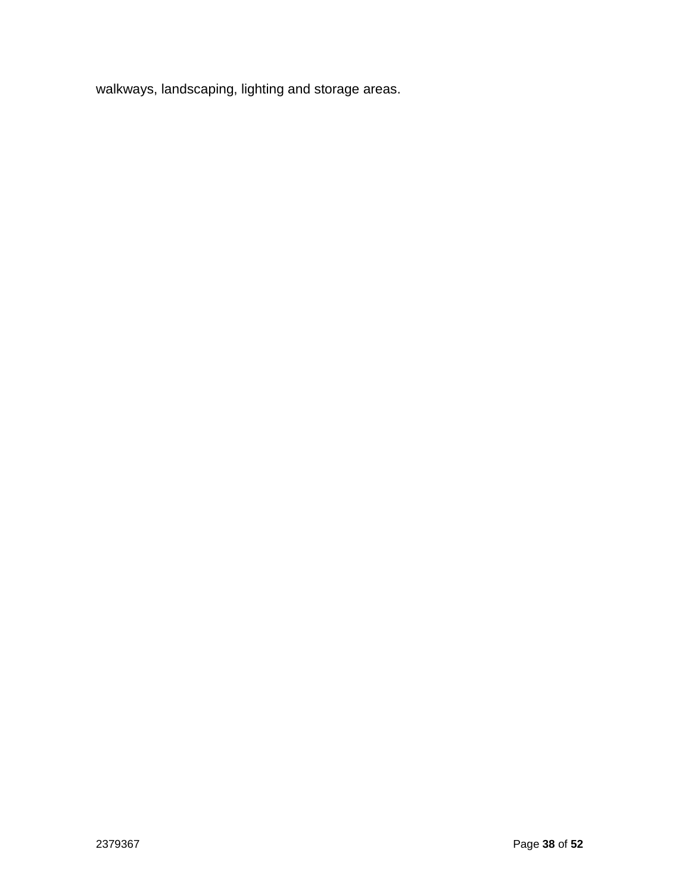walkways, landscaping, lighting and storage areas.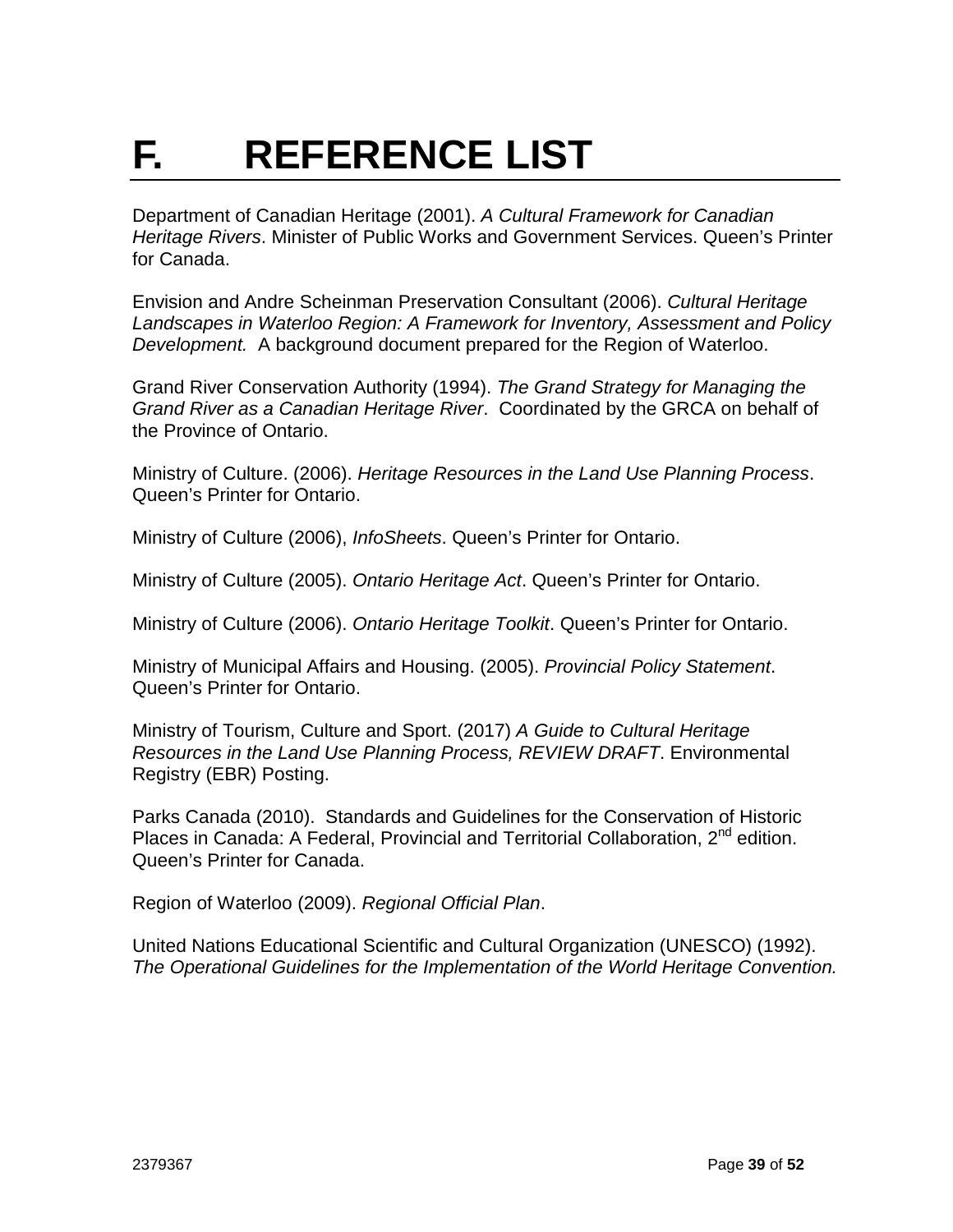# F. REFERENCE LIST

Department of Canadian Heritage (2001). *A Cultural Framework for Canadian Heritage Rivers*. Minister of Public Works and Government Services. Queen's Printer for Canada.

Envision and Andre Scheinman Preservation Consultant (2006). *Cultural Heritage Landscapes in Waterloo Region: A Framework for Inventory, Assessment and Policy Development.* A background document prepared for the Region of Waterloo.

Grand River Conservation Authority (1994). *The Grand Strategy for Managing the Grand River as a Canadian Heritage River*. Coordinated by the GRCA on behalf of the Province of Ontario.

Ministry of Culture. (2006). *Heritage Resources in the Land Use Planning Process*. Queen's Printer for Ontario.

Ministry of Culture (2006), *InfoSheets*. Queen's Printer for Ontario.

Ministry of Culture (2005). *Ontario Heritage Act*. Queen's Printer for Ontario.

Ministry of Culture (2006). *Ontario Heritage Toolkit*. Queen's Printer for Ontario.

Ministry of Municipal Affairs and Housing. (2005). *Provincial Policy Statement*. Queen's Printer for Ontario.

Ministry of Tourism, Culture and Sport. (2017) *A Guide to Cultural Heritage Resources in the Land Use Planning Process, REVIEW DRAFT*. Environmental Registry (EBR) Posting.

Parks Canada (2010). Standards and Guidelines for the Conservation of Historic Places in Canada: A Federal, Provincial and Territorial Collaboration, 2nd edition. Queen's Printer for Canada.

Region of Waterloo (2009). *Regional Official Plan*.

United Nations Educational Scientific and Cultural Organization (UNESCO) (1992). *The Operational Guidelines for the Implementation of the World Heritage Convention.*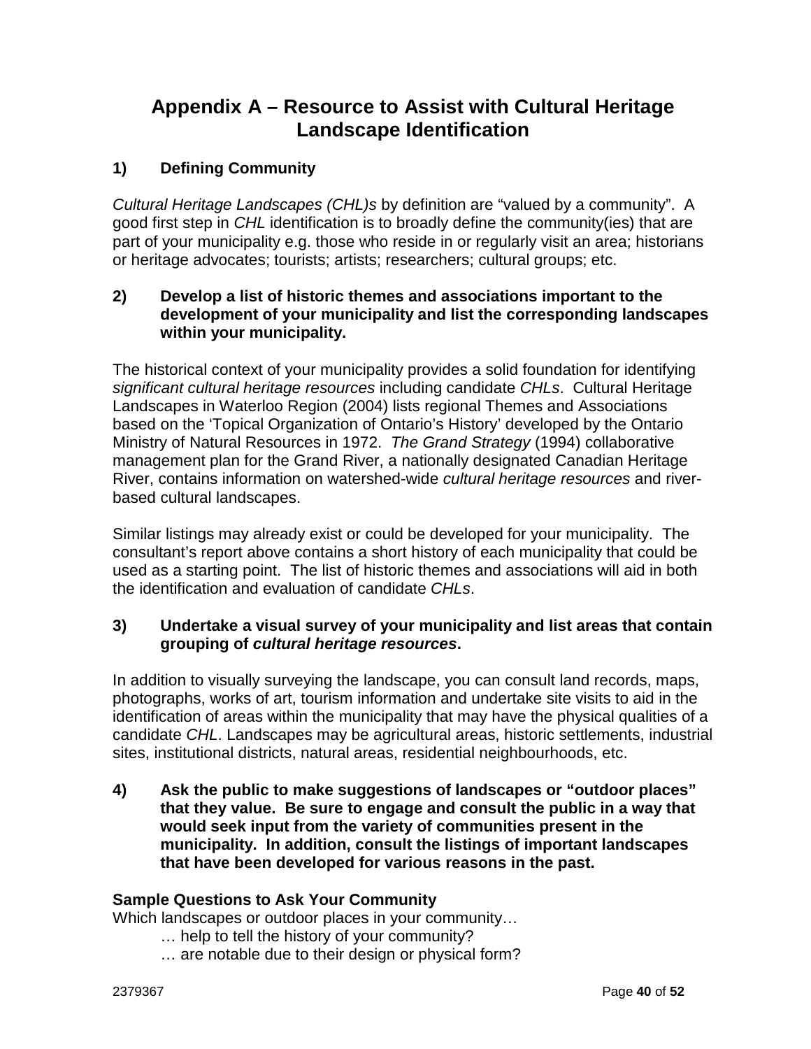# Appendix A – Resource to Assist with Cultural Heritage Landscape Identification

## 1) Defining Community

*Cultural Heritage Landscapes (CHL)s* by definition are "valued by a community". A good first step in *CHL* identification is to broadly define the community(ies) that are part of your municipality e.g. those who reside in or regularly visit an area; historians or heritage advocates; tourists; artists; researchers; cultural groups; etc.

## 2) Develop a list of historic themes and associations important to the development of your municipality and list the corresponding landscapes within your municipality.

The historical context of your municipality provides a solid foundation for identifying *significant cultural heritage resources* including candidate *CHLs*. Cultural Heritage Landscapes in Waterloo Region (2004) lists regional Themes and Associations based on the 'Topical Organization of Ontario's History' developed by the Ontario Ministry of Natural Resources in 1972. *The Grand Strategy* (1994) collaborative management plan for the Grand River, a nationally designated Canadian Heritage River, contains information on watershed-wide *cultural heritage resources* and river-based cultural landscapes.

Similar listings may already exist or could be developed for your municipality. The consultant's report above contains a short history of each municipality that could be used as a starting point. The list of historic themes and associations will aid in both the identification and evaluation of candidate *CHLs*.

## 3) Undertake a visual survey of your municipality and list areas that contain grouping of *cultural heritage resources*.

In addition to visually surveying the landscape, you can consult land records, maps, photographs, works of art, tourism information and undertake site visits to aid in the identification of areas within the municipality that may have the physical qualities of a candidate *CHL*. Landscapes may be agricultural areas, historic settlements, industrial sites, institutional districts, natural areas, residential neighbourhoods, etc.

## 4) Ask the public to make suggestions of landscapes or "outdoor places" that they value. Be sure to engage and consult the public in a way that would seek input from the variety of communities present in the municipality. In addition, consult the listings of important landscapes that have been developed for various reasons in the past.

**Sample Questions to Ask Your Community**

Which landscapes or outdoor places in your community…

- … help to tell the history of your community?
- … are notable due to their design or physical form?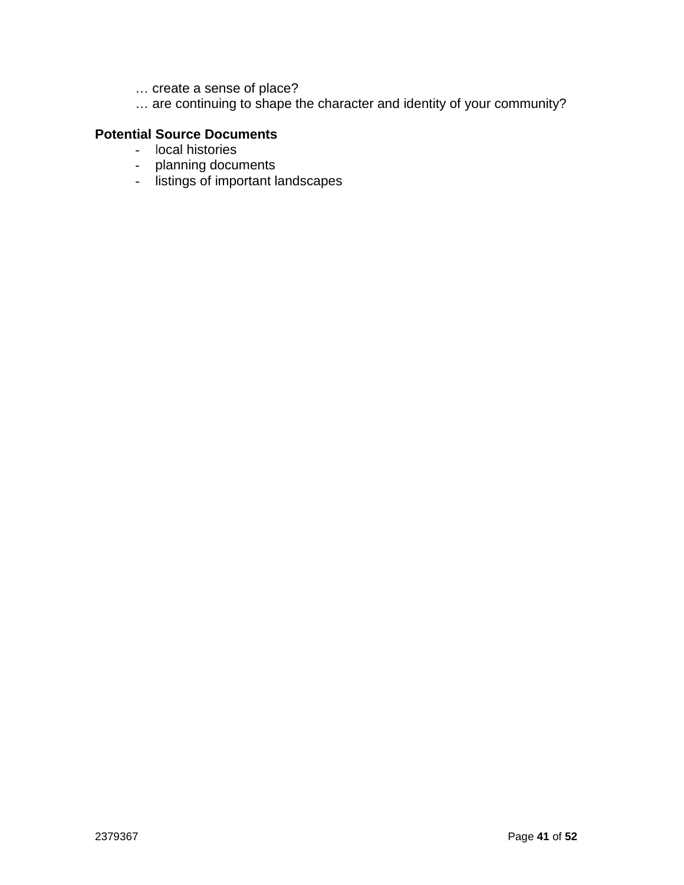… create a sense of place?

… are continuing to shape the character and identity of your community?

**Potential Source Documents**

- local histories
- planning documents
- listings of important landscapes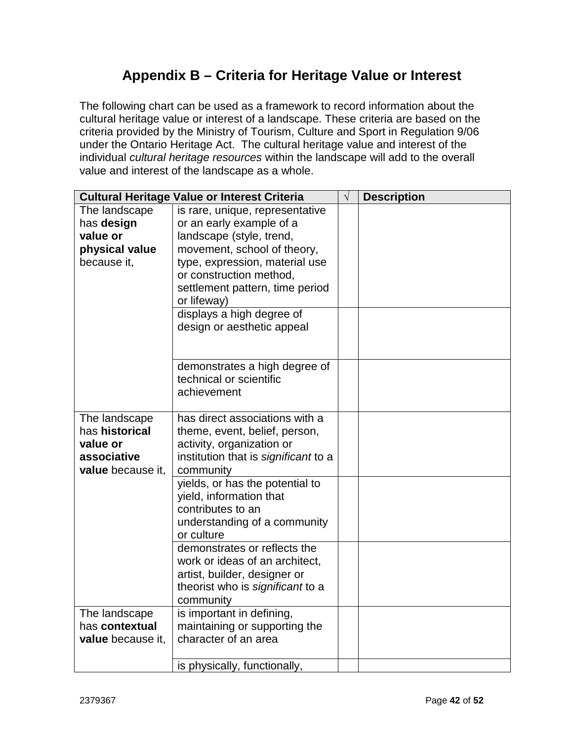# Appendix B – Criteria for Heritage Value or Interest

The following chart can be used as a framework to record information about the cultural heritage value or interest of a landscape. These criteria are based on the criteria provided by the Ministry of Tourism, Culture and Sport in Regulation 9/06 under the Ontario Heritage Act. The cultural heritage value and interest of the individual *cultural heritage resources* within the landscape will add to the overall value and interest of the landscape as a whole.

| Cultural Heritage Value or Interest Criteria | | √ | Description |
|---|---|---|---|
| The landscape has **design value or physical value** because it, | is rare, unique, representative or an early example of a landscape (style, trend, movement, school of theory, type, expression, material use or construction method, settlement pattern, time period or lifeway) | | |
| | displays a high degree of design or aesthetic appeal | | |
| | demonstrates a high degree of technical or scientific achievement | | |
| The landscape has **historical value or associative value** because it, | has direct associations with a theme, event, belief, person, activity, organization or institution that is *significant* to a community | | |
| | yields, or has the potential to yield, information that contributes to an understanding of a community or culture | | |
| | demonstrates or reflects the work or ideas of an architect, artist, builder, designer or theorist who is *significant* to a community | | |
| The landscape has **contextual value** because it, | is important in defining, maintaining or supporting the character of an area | | |
| | is physically, functionally, | | |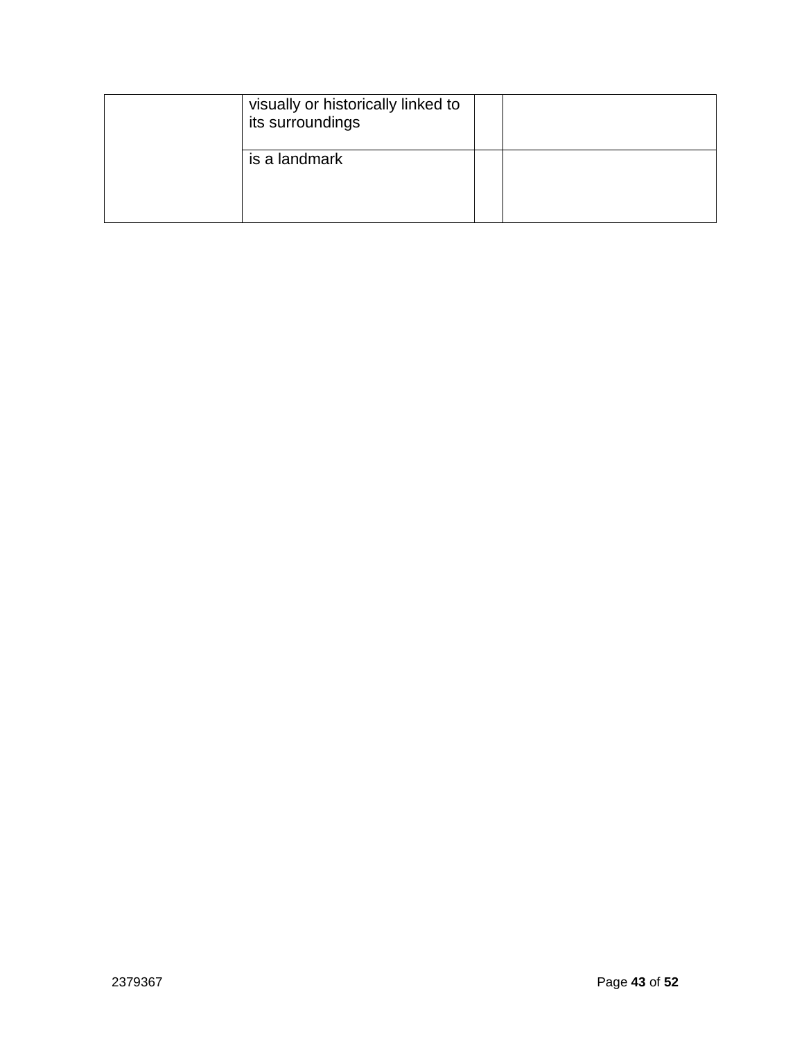| | | | |
|---|---|---|---|
| | visually or historically linked to its surroundings | | |
| | is a landmark | | |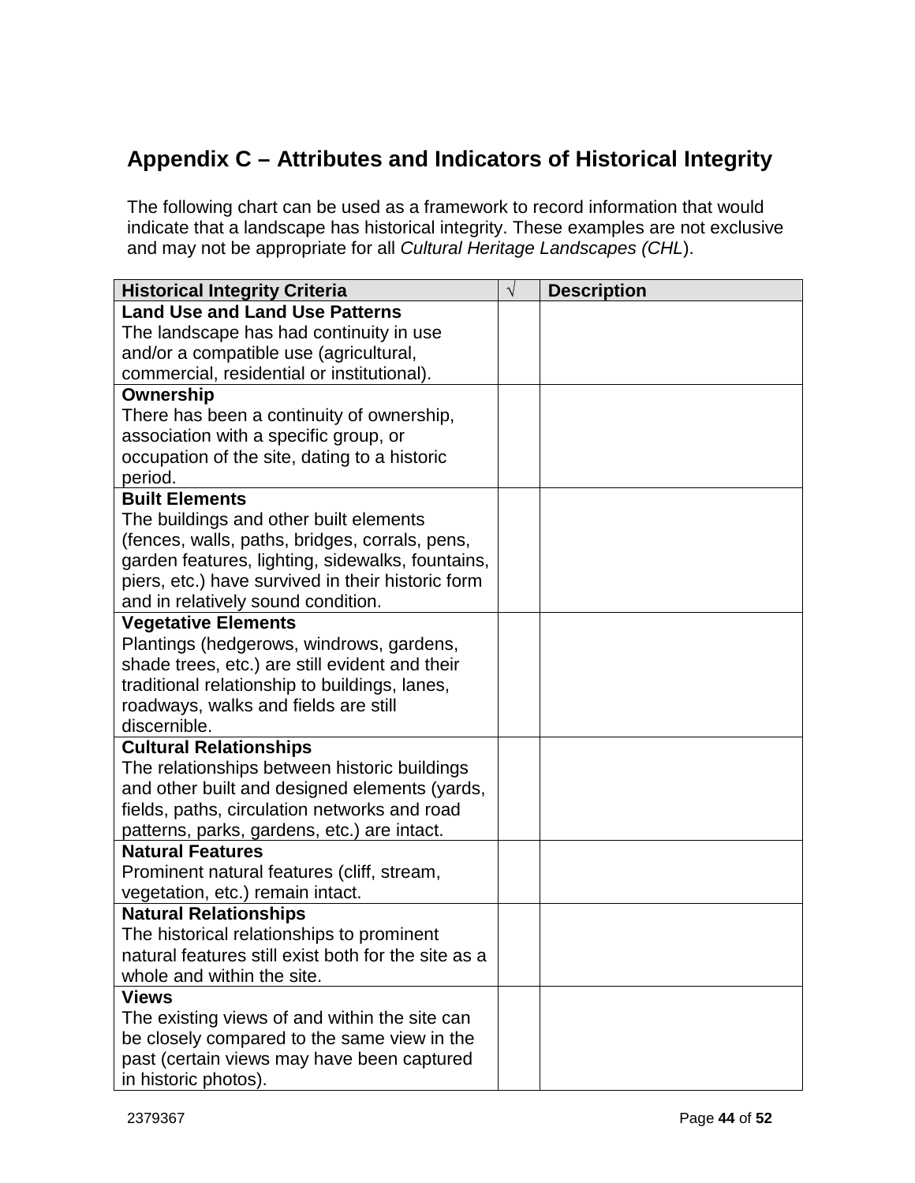## Appendix C – Attributes and Indicators of Historical Integrity

The following chart can be used as a framework to record information that would indicate that a landscape has historical integrity. These examples are not exclusive and may not be appropriate for all *Cultural Heritage Landscapes (CHL*).

| Historical Integrity Criteria | √ | Description |
|---|---|---|
| **Land Use and Land Use Patterns**<br>The landscape has had continuity in use and/or a compatible use (agricultural, commercial, residential or institutional). | | |
| **Ownership**<br>There has been a continuity of ownership, association with a specific group, or occupation of the site, dating to a historic period. | | |
| **Built Elements**<br>The buildings and other built elements (fences, walls, paths, bridges, corrals, pens, garden features, lighting, sidewalks, fountains, piers, etc.) have survived in their historic form and in relatively sound condition. | | |
| **Vegetative Elements**<br>Plantings (hedgerows, windrows, gardens, shade trees, etc.) are still evident and their traditional relationship to buildings, lanes, roadways, walks and fields are still discernible. | | |
| **Cultural Relationships**<br>The relationships between historic buildings and other built and designed elements (yards, fields, paths, circulation networks and road patterns, parks, gardens, etc.) are intact. | | |
| **Natural Features**<br>Prominent natural features (cliff, stream, vegetation, etc.) remain intact. | | |
| **Natural Relationships**<br>The historical relationships to prominent natural features still exist both for the site as a whole and within the site. | | |
| **Views**<br>The existing views of and within the site can be closely compared to the same view in the past (certain views may have been captured in historic photos). | | |

2379367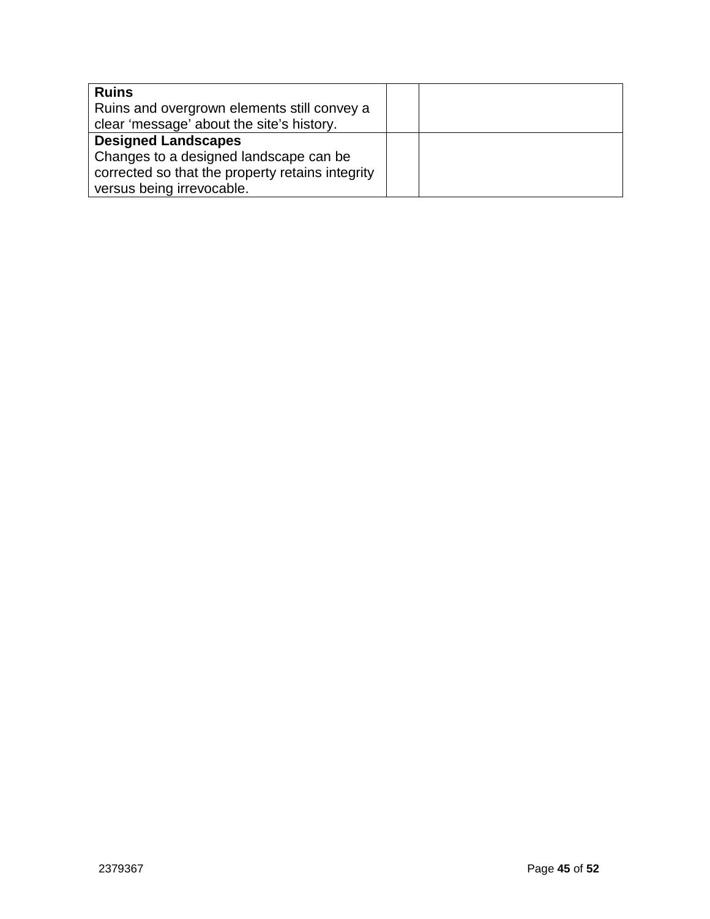| | | |
|---|---|---|
| **Ruins**<br>Ruins and overgrown elements still convey a clear ‘message’ about the site’s history. | | |
| **Designed Landscapes**<br>Changes to a designed landscape can be corrected so that the property retains integrity versus being irrevocable. | | |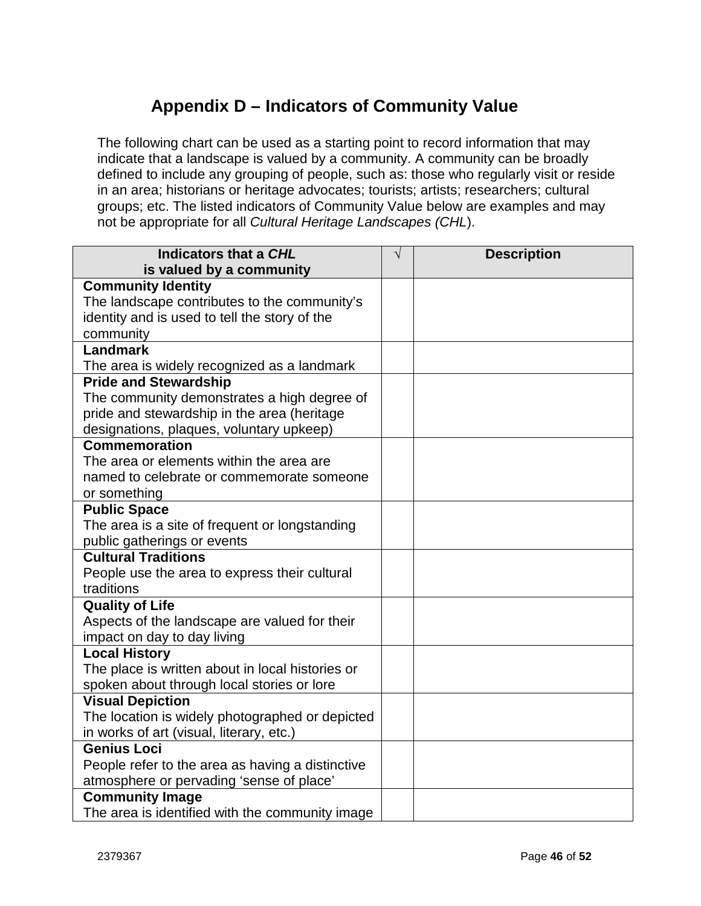# Appendix D – Indicators of Community Value

The following chart can be used as a starting point to record information that may indicate that a landscape is valued by a community. A community can be broadly defined to include any grouping of people, such as: those who regularly visit or reside in an area; historians or heritage advocates; tourists; artists; researchers; cultural groups; etc. The listed indicators of Community Value below are examples and may not be appropriate for all *Cultural Heritage Landscapes (CHL*).

| Indicators that a *CHL* is valued by a community | √ | Description |
|---|---|---|
| **Community Identity**<br>The landscape contributes to the community's identity and is used to tell the story of the community | | |
| **Landmark**<br>The area is widely recognized as a landmark | | |
| **Pride and Stewardship**<br>The community demonstrates a high degree of pride and stewardship in the area (heritage designations, plaques, voluntary upkeep) | | |
| **Commemoration**<br>The area or elements within the area are named to celebrate or commemorate someone or something | | |
| **Public Space**<br>The area is a site of frequent or longstanding public gatherings or events | | |
| **Cultural Traditions**<br>People use the area to express their cultural traditions | | |
| **Quality of Life**<br>Aspects of the landscape are valued for their impact on day to day living | | |
| **Local History**<br>The place is written about in local histories or spoken about through local stories or lore | | |
| **Visual Depiction**<br>The location is widely photographed or depicted in works of art (visual, literary, etc.) | | |
| **Genius Loci**<br>People refer to the area as having a distinctive atmosphere or pervading 'sense of place' | | |
| **Community Image**<br>The area is identified with the community image | | |

2379367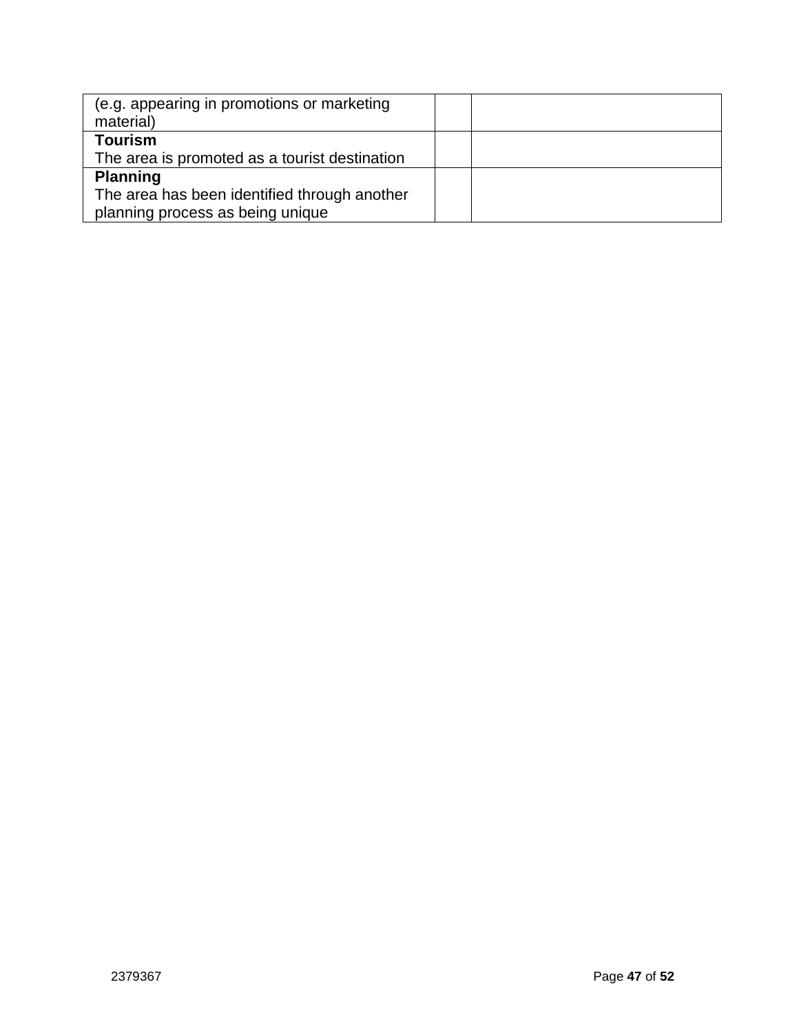| | | |
|---|---|---|
| (e.g. appearing in promotions or marketing material) | | |
| **Tourism**<br>The area is promoted as a tourist destination | | |
| **Planning**<br>The area has been identified through another planning process as being unique | | |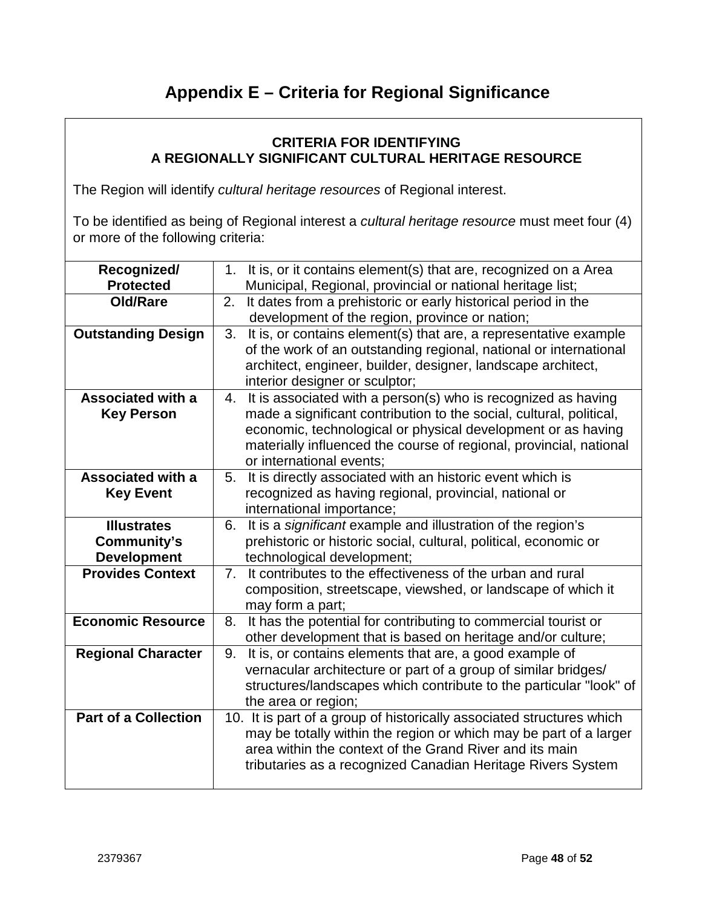# Appendix E – Criteria for Regional Significance

**CRITERIA FOR IDENTIFYING**
**A REGIONALLY SIGNIFICANT CULTURAL HERITAGE RESOURCE**

The Region will identify *cultural heritage resources* of Regional interest.

To be identified as being of Regional interest a *cultural heritage resource* must meet four (4) or more of the following criteria:

| | |
|---|---|
| **Recognized/ Protected** | 1. It is, or it contains element(s) that are, recognized on a Area Municipal, Regional, provincial or national heritage list; |
| **Old/Rare** | 2. It dates from a prehistoric or early historical period in the development of the region, province or nation; |
| **Outstanding Design** | 3. It is, or contains element(s) that are, a representative example of the work of an outstanding regional, national or international architect, engineer, builder, designer, landscape architect, interior designer or sculptor; |
| **Associated with a Key Person** | 4. It is associated with a person(s) who is recognized as having made a significant contribution to the social, cultural, political, economic, technological or physical development or as having materially influenced the course of regional, provincial, national or international events; |
| **Associated with a Key Event** | 5. It is directly associated with an historic event which is recognized as having regional, provincial, national or international importance; |
| **Illustrates Community's Development** | 6. It is a *significant* example and illustration of the region's prehistoric or historic social, cultural, political, economic or technological development; |
| **Provides Context** | 7. It contributes to the effectiveness of the urban and rural composition, streetscape, viewshed, or landscape of which it may form a part; |
| **Economic Resource** | 8. It has the potential for contributing to commercial tourist or other development that is based on heritage and/or culture; |
| **Regional Character** | 9. It is, or contains elements that are, a good example of vernacular architecture or part of a group of similar bridges/ structures/landscapes which contribute to the particular "look" of the area or region; |
| **Part of a Collection** | 10. It is part of a group of historically associated structures which may be totally within the region or which may be part of a larger area within the context of the Grand River and its main tributaries as a recognized Canadian Heritage Rivers System |

2379367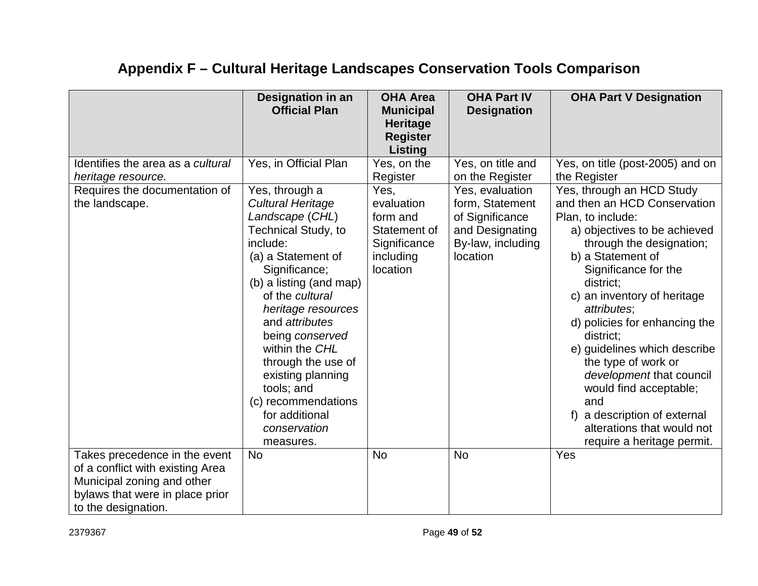# Appendix F – Cultural Heritage Landscapes Conservation Tools Comparison

| | Designation in an Official Plan | OHA Area Municipal Heritage Register Listing | OHA Part IV Designation | OHA Part V Designation |
|---|---|---|---|---|
| Identifies the area as a *cultural heritage resource.* | Yes, in Official Plan | Yes, on the Register | Yes, on title and on the Register | Yes, on title (post-2005) and on the Register |
| Requires the documentation of the landscape. | Yes, through a *Cultural Heritage Landscape* (*CHL*) Technical Study, to include:<br>(a) a Statement of Significance;<br>(b) a listing (and map) of the *cultural heritage resources* and *attributes* being *conserved* within the *CHL* through the use of existing planning tools; and<br>(c) recommendations for additional *conservation* measures. | Yes, evaluation form and Statement of Significance including location | Yes, evaluation form, Statement of Significance and Designating By-law, including location | Yes, through an HCD Study and then an HCD Conservation Plan, to include:<br>a) objectives to be achieved through the designation;<br>b) a Statement of Significance for the district;<br>c) an inventory of heritage *attributes*;<br>d) policies for enhancing the district;<br>e) guidelines which describe the type of work or *development* that council would find acceptable; and<br>f) a description of external alterations that would not require a heritage permit. |
| Takes precedence in the event of a conflict with existing Area Municipal zoning and other bylaws that were in place prior to the designation. | No | No | No | Yes |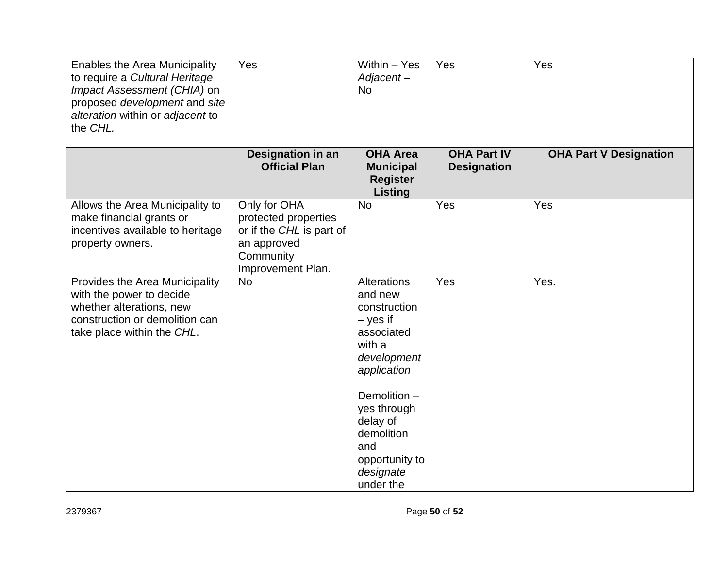| Enables the Area Municipality to require a *Cultural Heritage Impact Assessment (CHIA)* on proposed *development* and *site alteration* within or *adjacent* to the *CHL.* | Yes | Within – Yes *Adjacent* – No | Yes | Yes |
|---|---|---|---|---|
| | **Designation in an Official Plan** | **OHA Area Municipal Register Listing** | **OHA Part IV Designation** | **OHA Part V Designation** |
| Allows the Area Municipality to make financial grants or incentives available to heritage property owners. | Only for OHA protected properties or if the *CHL* is part of an approved Community Improvement Plan. | No | Yes | Yes |
| Provides the Area Municipality with the power to decide whether alterations, new construction or demolition can take place within the *CHL*. | No | Alterations and new construction – yes if associated with a *development application*<br><br>Demolition – yes through delay of demolition and opportunity to *designate* under the | Yes | Yes. |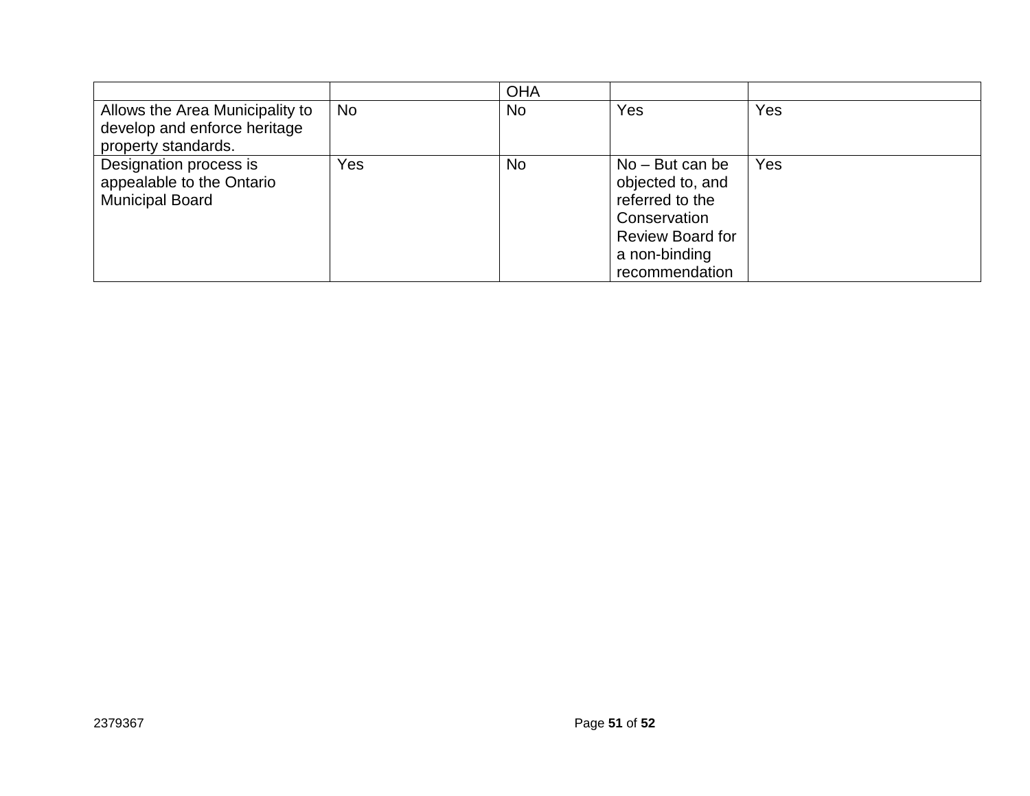| | | OHA | | |
|---|---|---|---|---|
| Allows the Area Municipality to develop and enforce heritage property standards. | No | No | Yes | Yes |
| Designation process is appealable to the Ontario Municipal Board | Yes | No | No – But can be objected to, and referred to the Conservation Review Board for a non-binding recommendation | Yes |

2379367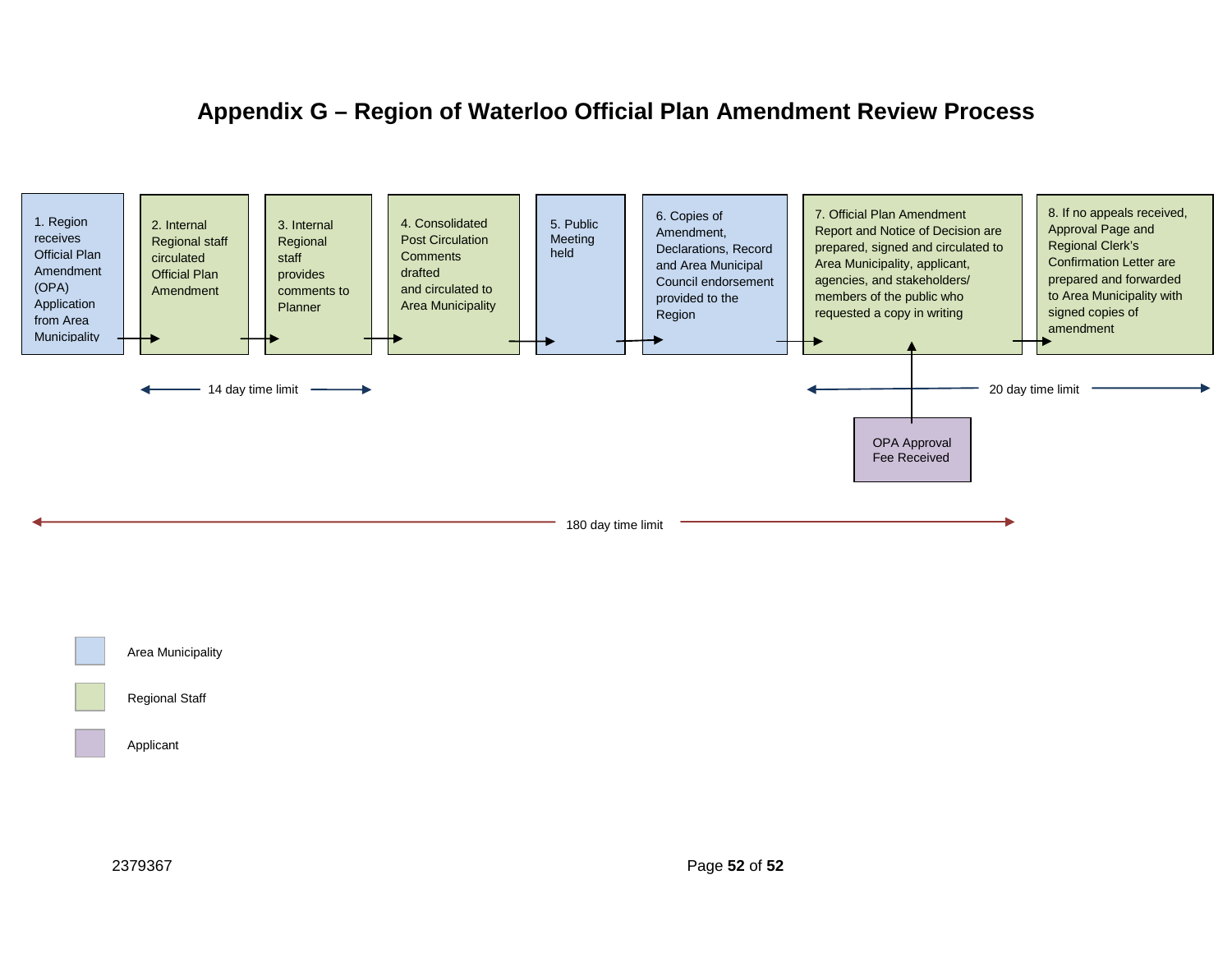# Appendix G – Region of Waterloo Official Plan Amendment Review Process

1. Region receives Official Plan Amendment (OPA) Application from Area Municipality

2. Internal Regional staff circulated Official Plan Amendment

3. Internal Regional staff provides comments to Planner

4. Consolidated Post Circulation Comments drafted and circulated to Area Municipality

5. Public Meeting held

6. Copies of Amendment, Declarations, Record and Area Municipal Council endorsement provided to the Region

7. Official Plan Amendment Report and Notice of Decision are prepared, signed and circulated to Area Municipality, applicant, agencies, and stakeholders/ members of the public who requested a copy in writing

8. If no appeals received, Approval Page and Regional Clerk's Confirmation Letter are prepared and forwarded to Area Municipality with signed copies of amendment

14 day time limit

20 day time limit

OPA Approval Fee Received

180 day time limit

Area Municipality

Regional Staff

Applicant

2379367